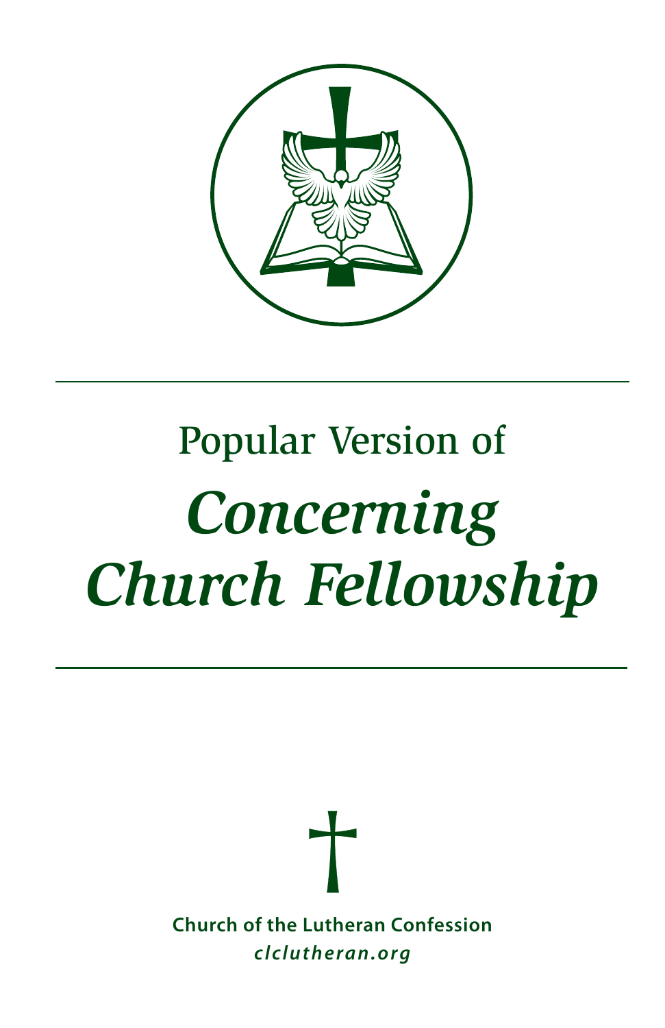Popular Version of

# *Concerning Church Fellowship*

**Church of the Lutheran Confession**

***clclutheran.org***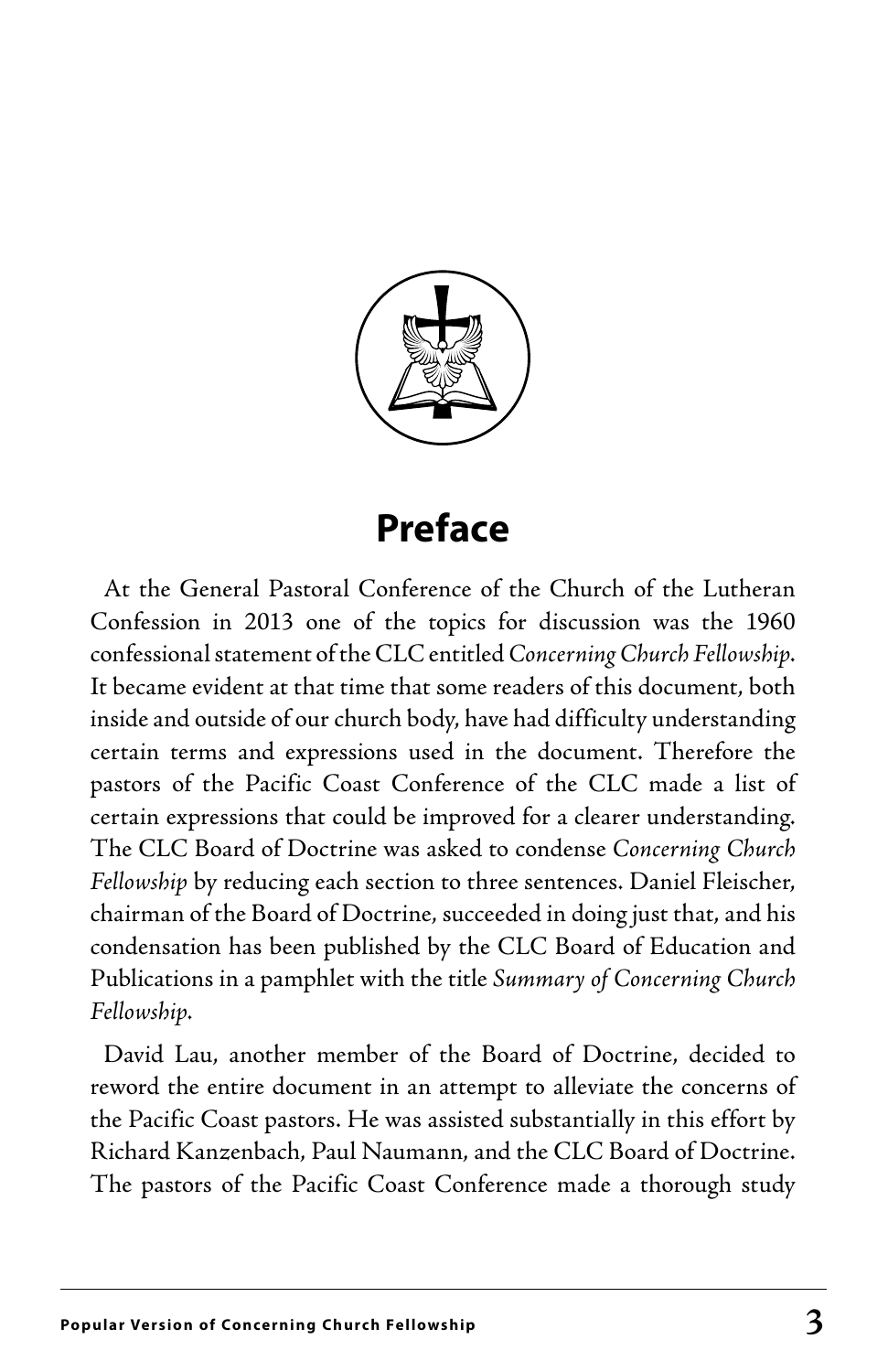## Preface

At the General Pastoral Conference of the Church of the Lutheran Confession in 2013 one of the topics for discussion was the 1960 confessional statement of the CLC entitled *Concerning Church Fellowship*. It became evident at that time that some readers of this document, both inside and outside of our church body, have had difficulty understanding certain terms and expressions used in the document. Therefore the pastors of the Pacific Coast Conference of the CLC made a list of certain expressions that could be improved for a clearer understanding. The CLC Board of Doctrine was asked to condense *Concerning Church Fellowship* by reducing each section to three sentences. Daniel Fleischer, chairman of the Board of Doctrine, succeeded in doing just that, and his condensation has been published by the CLC Board of Education and Publications in a pamphlet with the title *Summary of Concerning Church Fellowship*.

David Lau, another member of the Board of Doctrine, decided to reword the entire document in an attempt to alleviate the concerns of the Pacific Coast pastors. He was assisted substantially in this effort by Richard Kanzenbach, Paul Naumann, and the CLC Board of Doctrine. The pastors of the Pacific Coast Conference made a thorough study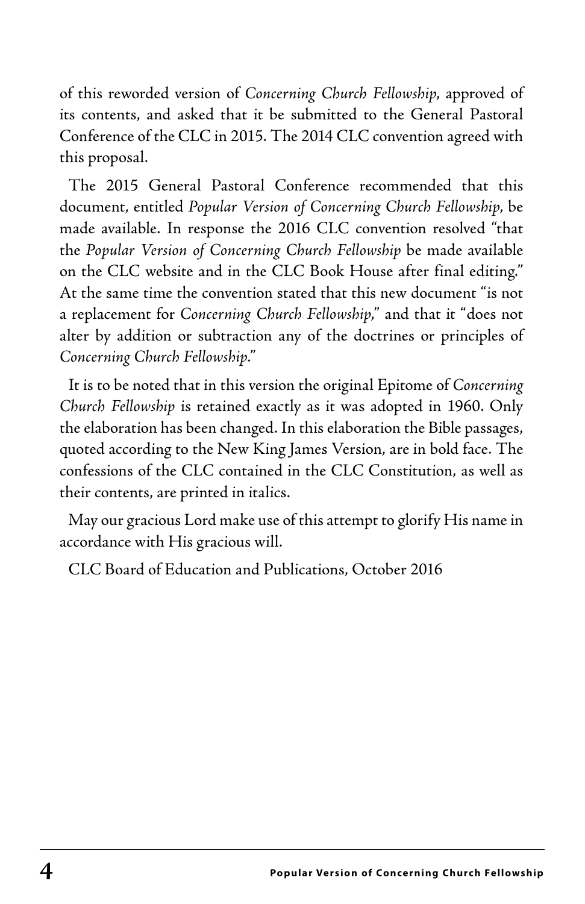of this reworded version of *Concerning Church Fellowship*, approved of its contents, and asked that it be submitted to the General Pastoral Conference of the CLC in 2015. The 2014 CLC convention agreed with this proposal.

The 2015 General Pastoral Conference recommended that this document, entitled *Popular Version of Concerning Church Fellowship*, be made available. In response the 2016 CLC convention resolved "that the *Popular Version of Concerning Church Fellowship* be made available on the CLC website and in the CLC Book House after final editing." At the same time the convention stated that this new document "is not a replacement for *Concerning Church Fellowship*," and that it "does not alter by addition or subtraction any of the doctrines or principles of *Concerning Church Fellowship*."

It is to be noted that in this version the original Epitome of *Concerning Church Fellowship* is retained exactly as it was adopted in 1960. Only the elaboration has been changed. In this elaboration the Bible passages, quoted according to the New King James Version, are in bold face. The confessions of the CLC contained in the CLC Constitution, as well as their contents, are printed in italics.

May our gracious Lord make use of this attempt to glorify His name in accordance with His gracious will.

CLC Board of Education and Publications, October 2016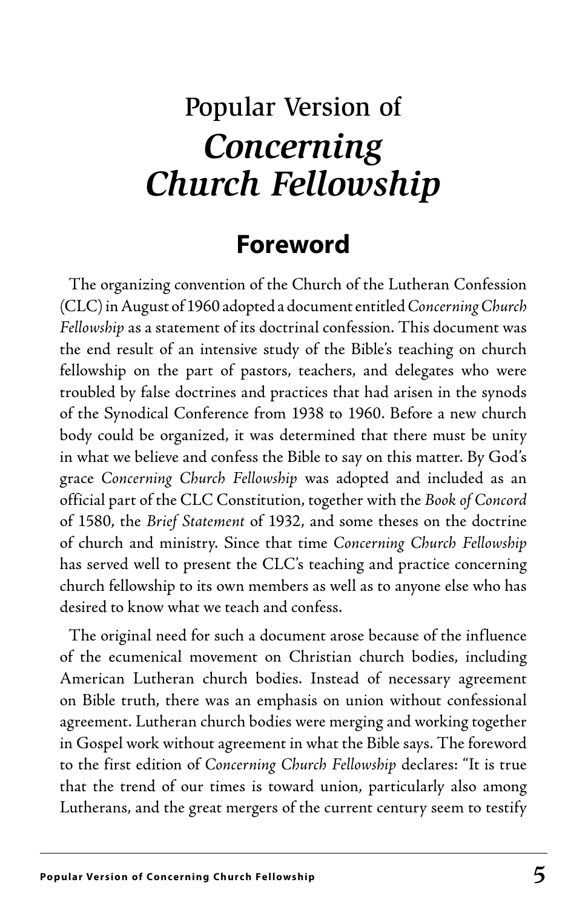# Popular Version of *Concerning Church Fellowship*

## Foreword

The organizing convention of the Church of the Lutheran Confession (CLC) in August of 1960 adopted a document entitled *Concerning Church Fellowship* as a statement of its doctrinal confession. This document was the end result of an intensive study of the Bible's teaching on church fellowship on the part of pastors, teachers, and delegates who were troubled by false doctrines and practices that had arisen in the synods of the Synodical Conference from 1938 to 1960. Before a new church body could be organized, it was determined that there must be unity in what we believe and confess the Bible to say on this matter. By God's grace *Concerning Church Fellowship* was adopted and included as an official part of the CLC Constitution, together with the *Book of Concord* of 1580, the *Brief Statement* of 1932, and some theses on the doctrine of church and ministry. Since that time *Concerning Church Fellowship* has served well to present the CLC's teaching and practice concerning church fellowship to its own members as well as to anyone else who has desired to know what we teach and confess.

The original need for such a document arose because of the influence of the ecumenical movement on Christian church bodies, including American Lutheran church bodies. Instead of necessary agreement on Bible truth, there was an emphasis on union without confessional agreement. Lutheran church bodies were merging and working together in Gospel work without agreement in what the Bible says. The foreword to the first edition of *Concerning Church Fellowship* declares: "It is true that the trend of our times is toward union, particularly also among Lutherans, and the great mergers of the current century seem to testify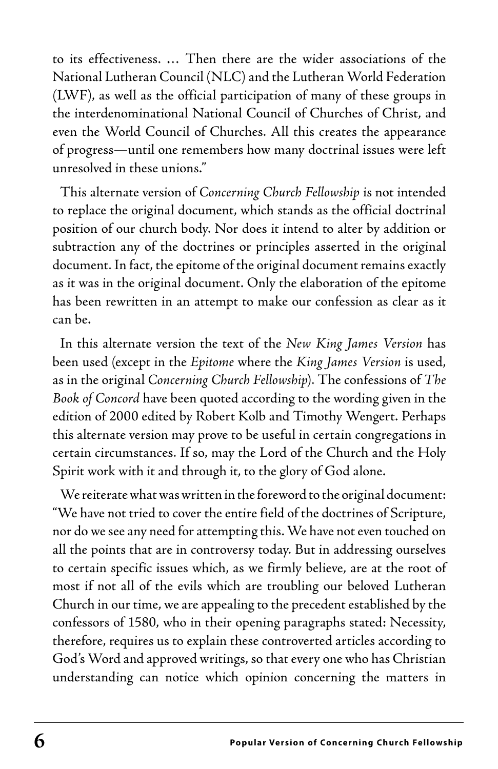to its effectiveness. … Then there are the wider associations of the National Lutheran Council (NLC) and the Lutheran World Federation (LWF), as well as the official participation of many of these groups in the interdenominational National Council of Churches of Christ, and even the World Council of Churches. All this creates the appearance of progress—until one remembers how many doctrinal issues were left unresolved in these unions."

This alternate version of *Concerning Church Fellowship* is not intended to replace the original document, which stands as the official doctrinal position of our church body. Nor does it intend to alter by addition or subtraction any of the doctrines or principles asserted in the original document. In fact, the epitome of the original document remains exactly as it was in the original document. Only the elaboration of the epitome has been rewritten in an attempt to make our confession as clear as it can be.

In this alternate version the text of the *New King James Version* has been used (except in the *Epitome* where the *King James Version* is used, as in the original *Concerning Church Fellowship*). The confessions of *The Book of Concord* have been quoted according to the wording given in the edition of 2000 edited by Robert Kolb and Timothy Wengert. Perhaps this alternate version may prove to be useful in certain congregations in certain circumstances. If so, may the Lord of the Church and the Holy Spirit work with it and through it, to the glory of God alone.

We reiterate what was written in the foreword to the original document: "We have not tried to cover the entire field of the doctrines of Scripture, nor do we see any need for attempting this. We have not even touched on all the points that are in controversy today. But in addressing ourselves to certain specific issues which, as we firmly believe, are at the root of most if not all of the evils which are troubling our beloved Lutheran Church in our time, we are appealing to the precedent established by the confessors of 1580, who in their opening paragraphs stated: Necessity, therefore, requires us to explain these controverted articles according to God's Word and approved writings, so that every one who has Christian understanding can notice which opinion concerning the matters in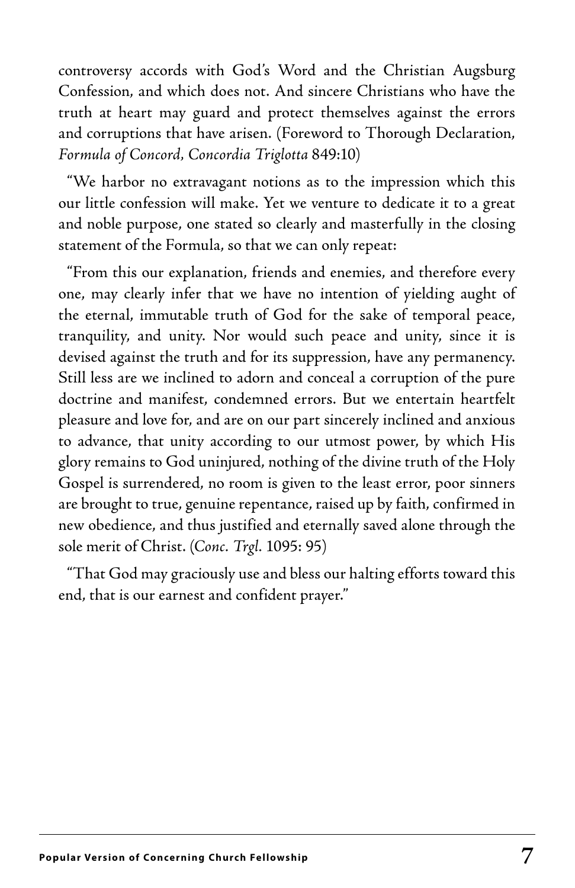controversy accords with God's Word and the Christian Augsburg Confession, and which does not. And sincere Christians who have the truth at heart may guard and protect themselves against the errors and corruptions that have arisen. (Foreword to Thorough Declaration, *Formula of Concord*, *Concordia Triglotta* 849:10)

"We harbor no extravagant notions as to the impression which this our little confession will make. Yet we venture to dedicate it to a great and noble purpose, one stated so clearly and masterfully in the closing statement of the Formula, so that we can only repeat:

"From this our explanation, friends and enemies, and therefore every one, may clearly infer that we have no intention of yielding aught of the eternal, immutable truth of God for the sake of temporal peace, tranquility, and unity. Nor would such peace and unity, since it is devised against the truth and for its suppression, have any permanency. Still less are we inclined to adorn and conceal a corruption of the pure doctrine and manifest, condemned errors. But we entertain heartfelt pleasure and love for, and are on our part sincerely inclined and anxious to advance, that unity according to our utmost power, by which His glory remains to God uninjured, nothing of the divine truth of the Holy Gospel is surrendered, no room is given to the least error, poor sinners are brought to true, genuine repentance, raised up by faith, confirmed in new obedience, and thus justified and eternally saved alone through the sole merit of Christ. (*Conc. Trgl.* 1095: 95)

"That God may graciously use and bless our halting efforts toward this end, that is our earnest and confident prayer."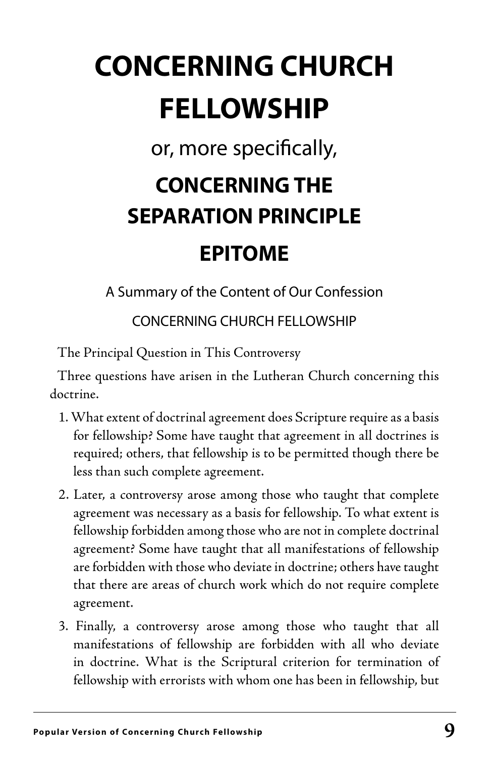# CONCERNING CHURCH FELLOWSHIP

or, more specifically,

## CONCERNING THE SEPARATION PRINCIPLE

## EPITOME

A Summary of the Content of Our Confession

CONCERNING CHURCH FELLOWSHIP

The Principal Question in This Controversy

Three questions have arisen in the Lutheran Church concerning this doctrine.

1. What extent of doctrinal agreement does Scripture require as a basis for fellowship? Some have taught that agreement in all doctrines is required; others, that fellowship is to be permitted though there be less than such complete agreement.
2. Later, a controversy arose among those who taught that complete agreement was necessary as a basis for fellowship. To what extent is fellowship forbidden among those who are not in complete doctrinal agreement? Some have taught that all manifestations of fellowship are forbidden with those who deviate in doctrine; others have taught that there are areas of church work which do not require complete agreement.
3. Finally, a controversy arose among those who taught that all manifestations of fellowship are forbidden with all who deviate in doctrine. What is the Scriptural criterion for termination of fellowship with errorists with whom one has been in fellowship, but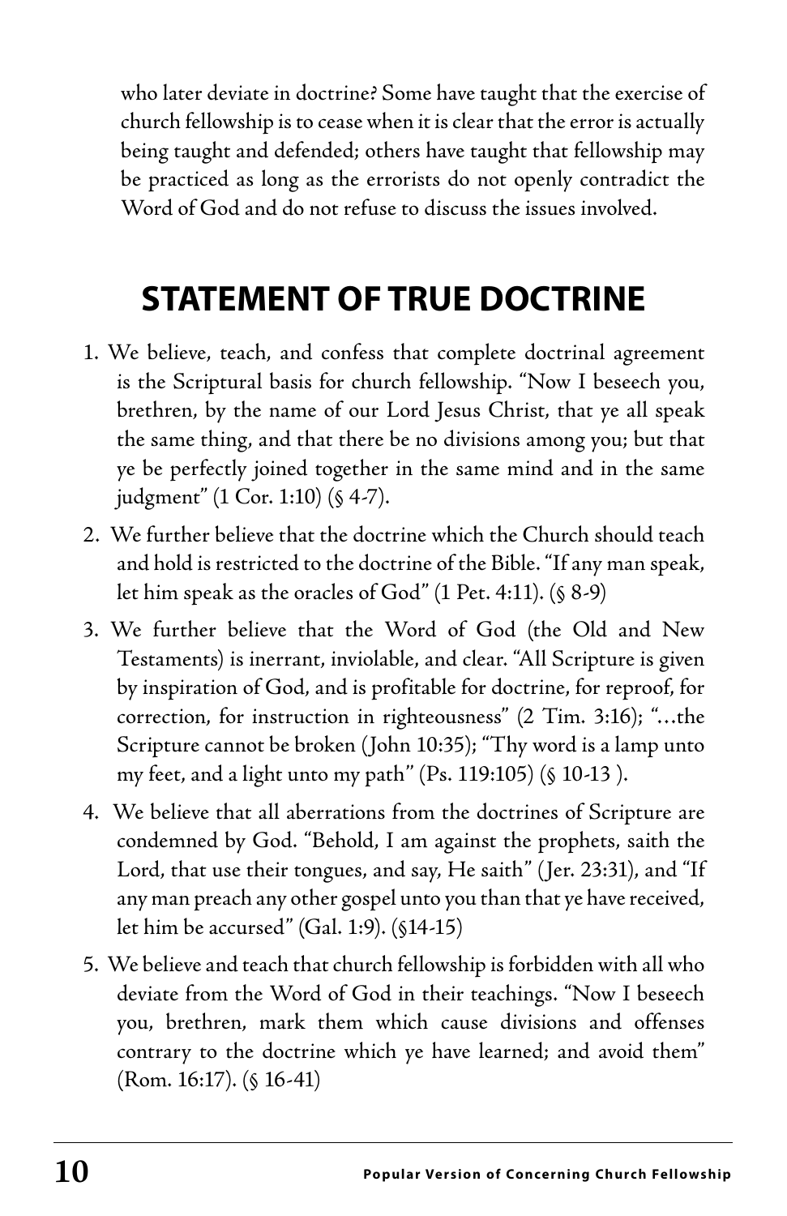who later deviate in doctrine? Some have taught that the exercise of church fellowship is to cease when it is clear that the error is actually being taught and defended; others have taught that fellowship may be practiced as long as the errorists do not openly contradict the Word of God and do not refuse to discuss the issues involved.

## STATEMENT OF TRUE DOCTRINE

1. We believe, teach, and confess that complete doctrinal agreement is the Scriptural basis for church fellowship. "Now I beseech you, brethren, by the name of our Lord Jesus Christ, that ye all speak the same thing, and that there be no divisions among you; but that ye be perfectly joined together in the same mind and in the same judgment" (1 Cor. 1:10) (§ 4-7).

2. We further believe that the doctrine which the Church should teach and hold is restricted to the doctrine of the Bible. "If any man speak, let him speak as the oracles of God" (1 Pet. 4:11). (§ 8-9)

3. We further believe that the Word of God (the Old and New Testaments) is inerrant, inviolable, and clear. "All Scripture is given by inspiration of God, and is profitable for doctrine, for reproof, for correction, for instruction in righteousness" (2 Tim. 3:16); "…the Scripture cannot be broken (John 10:35); "Thy word is a lamp unto my feet, and a light unto my path" (Ps. 119:105) (§ 10-13 ).

4. We believe that all aberrations from the doctrines of Scripture are condemned by God. "Behold, I am against the prophets, saith the Lord, that use their tongues, and say, He saith" (Jer. 23:31), and "If any man preach any other gospel unto you than that ye have received, let him be accursed" (Gal. 1:9). (§14-15)

5. We believe and teach that church fellowship is forbidden with all who deviate from the Word of God in their teachings. "Now I beseech you, brethren, mark them which cause divisions and offenses contrary to the doctrine which ye have learned; and avoid them" (Rom. 16:17). (§ 16-41)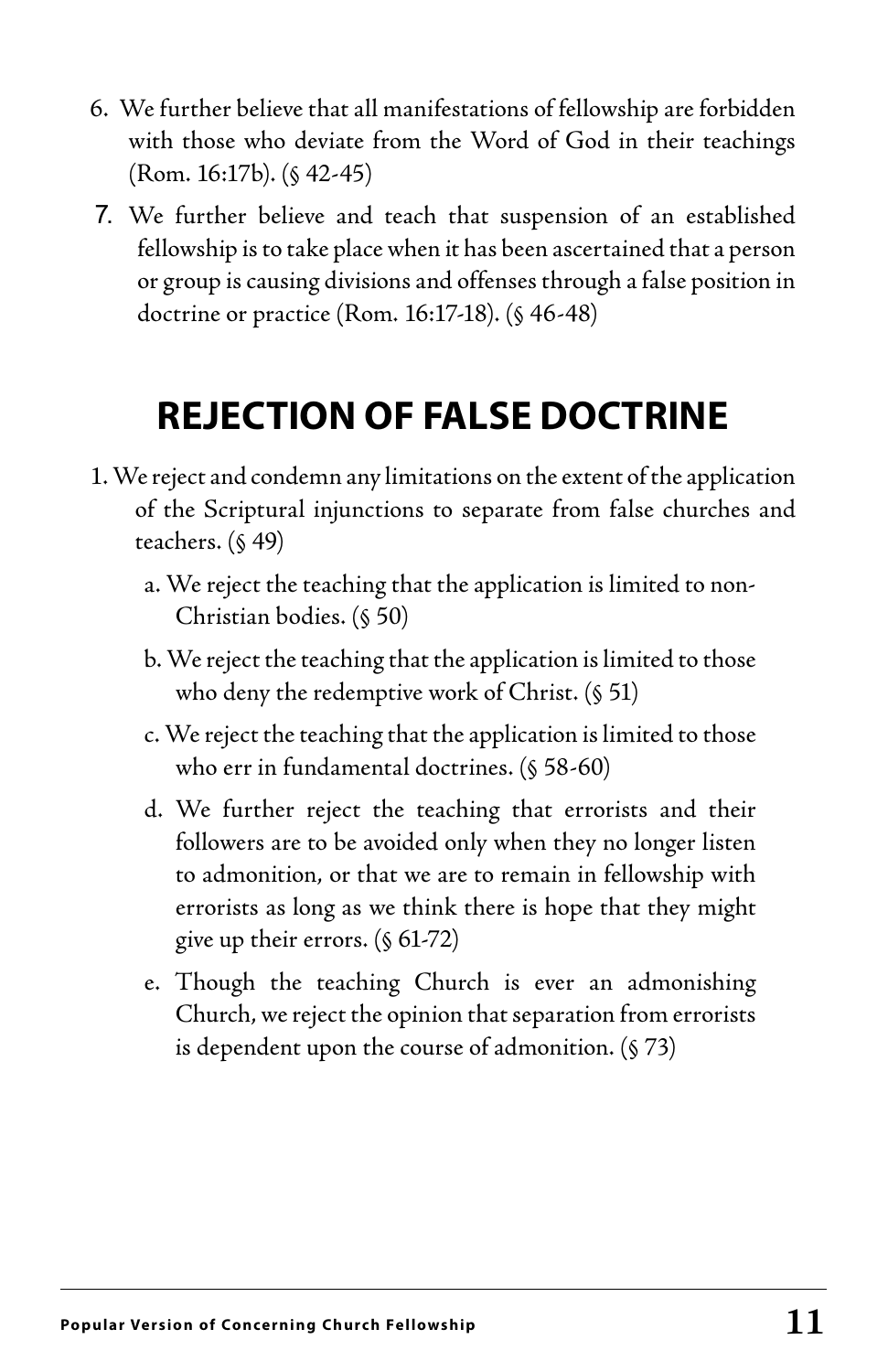6. We further believe that all manifestations of fellowship are forbidden with those who deviate from the Word of God in their teachings (Rom. 16:17b). (§ 42-45)
7. We further believe and teach that suspension of an established fellowship is to take place when it has been ascertained that a person or group is causing divisions and offenses through a false position in doctrine or practice (Rom. 16:17-18). (§ 46-48)

## REJECTION OF FALSE DOCTRINE

1. We reject and condemn any limitations on the extent of the application of the Scriptural injunctions to separate from false churches and teachers. (§ 49)
   a. We reject the teaching that the application is limited to non-Christian bodies. (§ 50)
   b. We reject the teaching that the application is limited to those who deny the redemptive work of Christ. (§ 51)
   c. We reject the teaching that the application is limited to those who err in fundamental doctrines. (§ 58-60)
   d. We further reject the teaching that errorists and their followers are to be avoided only when they no longer listen to admonition, or that we are to remain in fellowship with errorists as long as we think there is hope that they might give up their errors. (§ 61-72)
   e. Though the teaching Church is ever an admonishing Church, we reject the opinion that separation from errorists is dependent upon the course of admonition. (§ 73)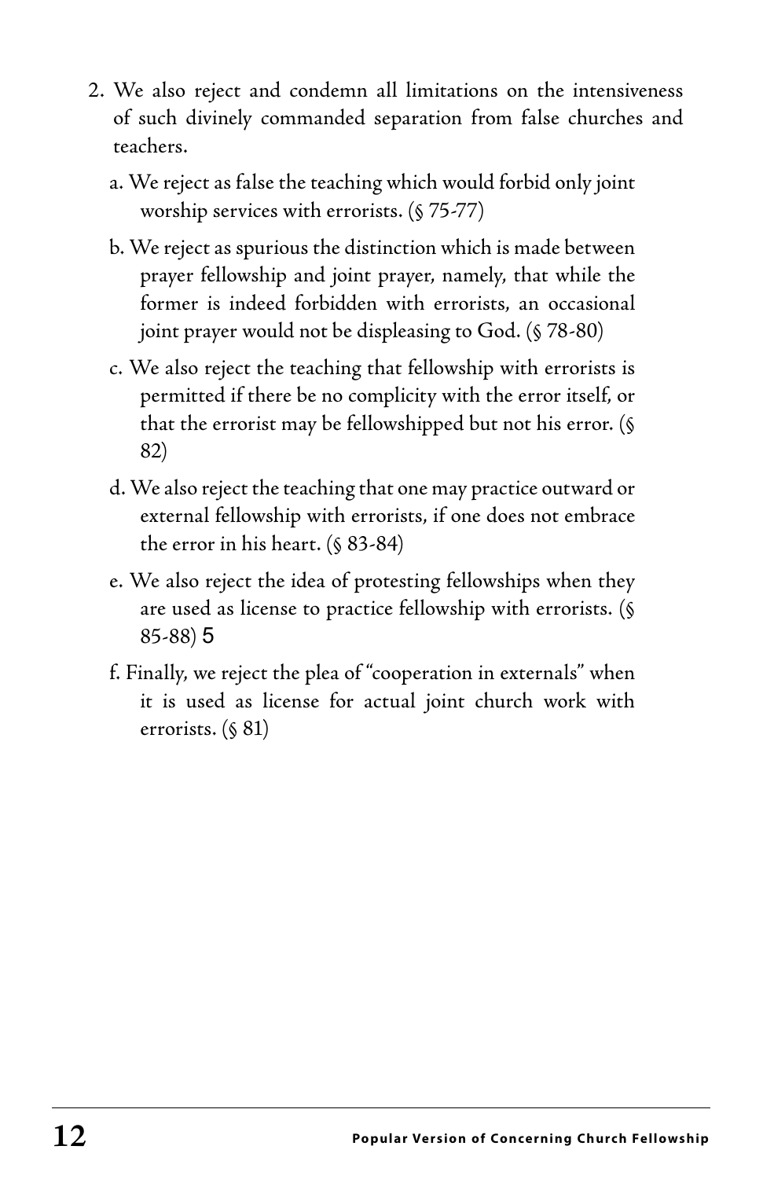2. We also reject and condemn all limitations on the intensiveness of such divinely commanded separation from false churches and teachers.

   a. We reject as false the teaching which would forbid only joint worship services with errorists. (§ 75-77)

   b. We reject as spurious the distinction which is made between prayer fellowship and joint prayer, namely, that while the former is indeed forbidden with errorists, an occasional joint prayer would not be displeasing to God. (§ 78-80)

   c. We also reject the teaching that fellowship with errorists is permitted if there be no complicity with the error itself, or that the errorist may be fellowshipped but not his error. (§ 82)

   d. We also reject the teaching that one may practice outward or external fellowship with errorists, if one does not embrace the error in his heart. (§ 83-84)

   e. We also reject the idea of protesting fellowships when they are used as license to practice fellowship with errorists. (§ 85-88) 5

   f. Finally, we reject the plea of "cooperation in externals" when it is used as license for actual joint church work with errorists. (§ 81)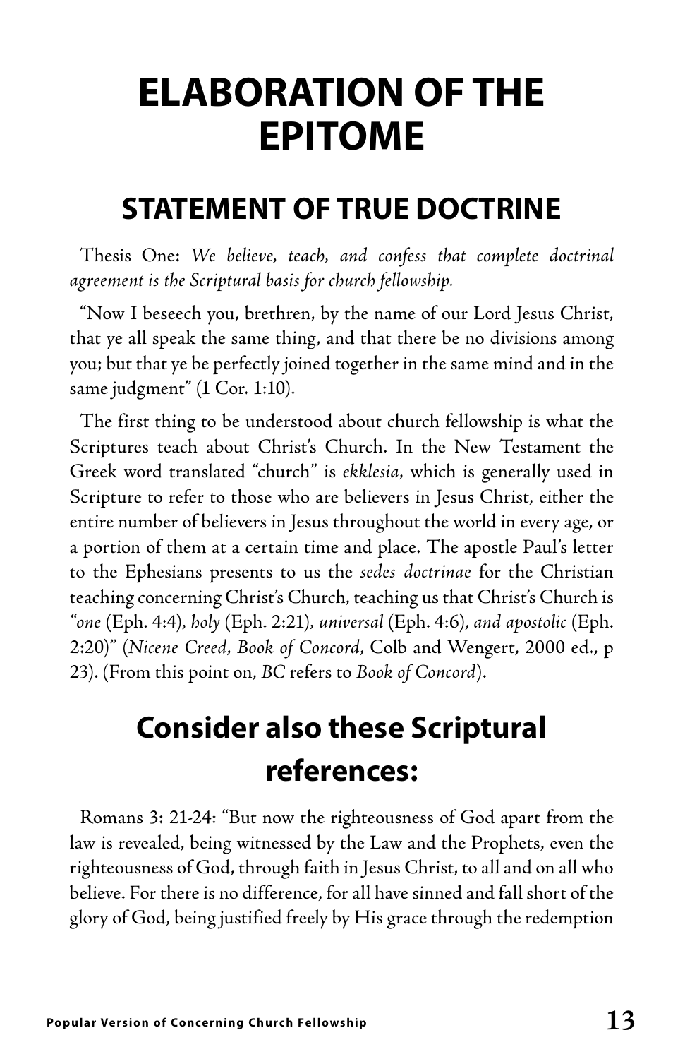# ELABORATION OF THE EPITOME

## STATEMENT OF TRUE DOCTRINE

Thesis One: *We believe, teach, and confess that complete doctrinal agreement is the Scriptural basis for church fellowship.*

"Now I beseech you, brethren, by the name of our Lord Jesus Christ, that ye all speak the same thing, and that there be no divisions among you; but that ye be perfectly joined together in the same mind and in the same judgment" (1 Cor. 1:10).

The first thing to be understood about church fellowship is what the Scriptures teach about Christ's Church. In the New Testament the Greek word translated "church" is *ekklesia*, which is generally used in Scripture to refer to those who are believers in Jesus Christ, either the entire number of believers in Jesus throughout the world in every age, or a portion of them at a certain time and place. The apostle Paul's letter to the Ephesians presents to us the *sedes doctrinae* for the Christian teaching concerning Christ's Church, teaching us that Christ's Church is "*one* (Eph. 4:4), *holy* (Eph. 2:21), *universal* (Eph. 4:6), *and apostolic* (Eph. 2:20)" (*Nicene Creed*, *Book of Concord*, Colb and Wengert, 2000 ed., p 23). (From this point on, *BC* refers to *Book of Concord*).

## Consider also these Scriptural references:

Romans 3: 21-24: "But now the righteousness of God apart from the law is revealed, being witnessed by the Law and the Prophets, even the righteousness of God, through faith in Jesus Christ, to all and on all who believe. For there is no difference, for all have sinned and fall short of the glory of God, being justified freely by His grace through the redemption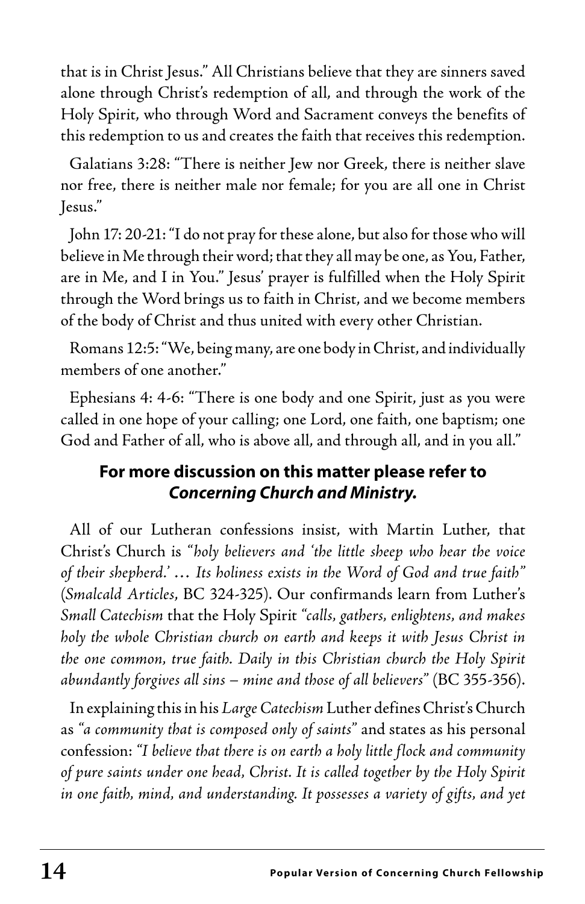that is in Christ Jesus." All Christians believe that they are sinners saved alone through Christ's redemption of all, and through the work of the Holy Spirit, who through Word and Sacrament conveys the benefits of this redemption to us and creates the faith that receives this redemption.

Galatians 3:28: "There is neither Jew nor Greek, there is neither slave nor free, there is neither male nor female; for you are all one in Christ Jesus."

John 17: 20-21: "I do not pray for these alone, but also for those who will believe in Me through their word; that they all may be one, as You, Father, are in Me, and I in You." Jesus' prayer is fulfilled when the Holy Spirit through the Word brings us to faith in Christ, and we become members of the body of Christ and thus united with every other Christian.

Romans 12:5: "We, being many, are one body in Christ, and individually members of one another."

Ephesians 4: 4-6: "There is one body and one Spirit, just as you were called in one hope of your calling; one Lord, one faith, one baptism; one God and Father of all, who is above all, and through all, and in you all."

**For more discussion on this matter please refer to *Concerning Church and Ministry.***

All of our Lutheran confessions insist, with Martin Luther, that Christ's Church is *"holy believers and 'the little sheep who hear the voice of their shepherd.' … Its holiness exists in the Word of God and true faith"* (*Smalcald Articles*, BC 324-325). Our confirmands learn from Luther's *Small Catechism* that the Holy Spirit *"calls, gathers, enlightens, and makes holy the whole Christian church on earth and keeps it with Jesus Christ in the one common, true faith. Daily in this Christian church the Holy Spirit abundantly forgives all sins – mine and those of all believers"* (BC 355-356).

In explaining this in his *Large Catechism* Luther defines Christ's Church as *"a community that is composed only of saints"* and states as his personal confession: *"I believe that there is on earth a holy little flock and community of pure saints under one head, Christ. It is called together by the Holy Spirit in one faith, mind, and understanding. It possesses a variety of gifts, and yet*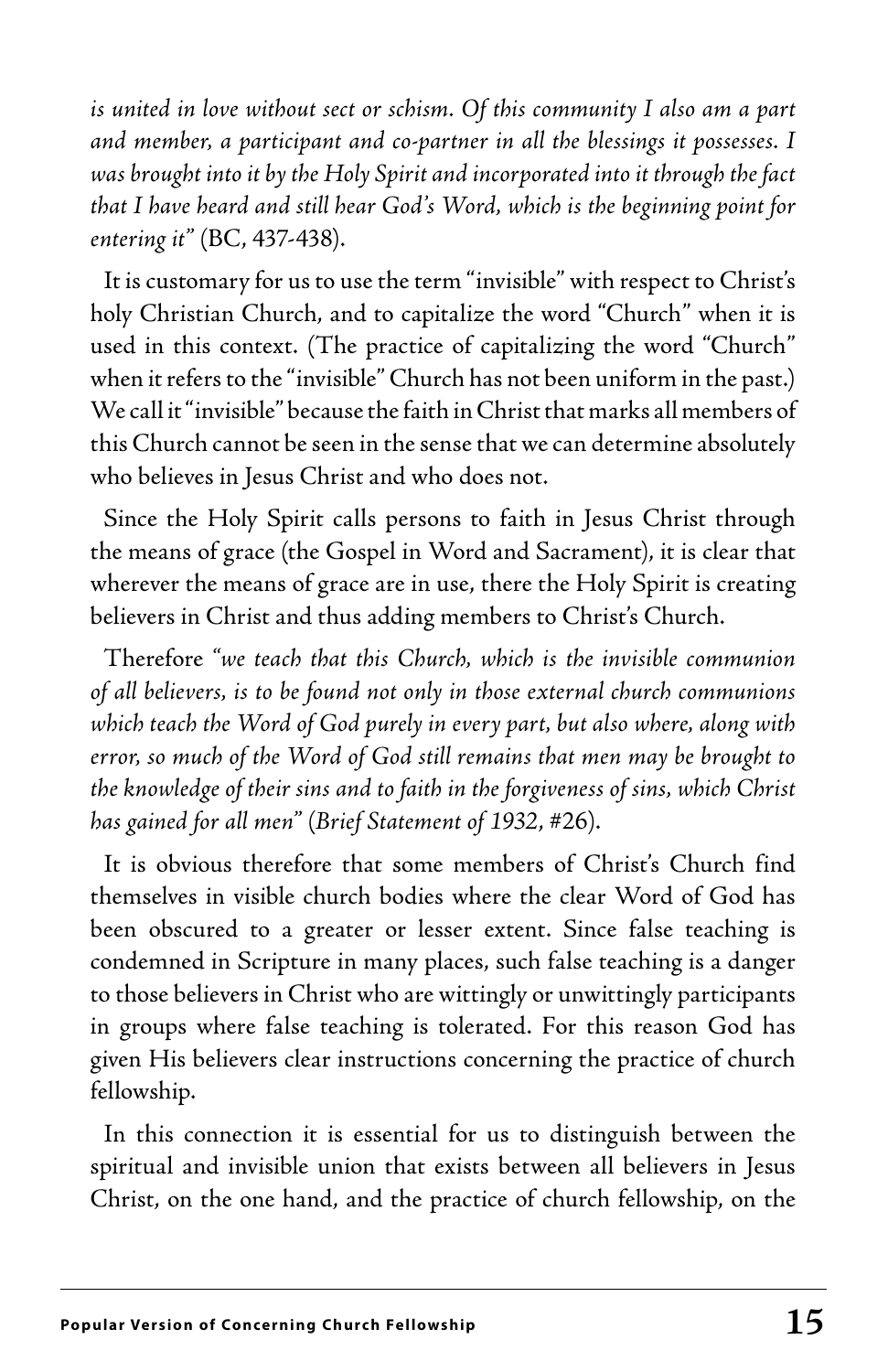*is united in love without sect or schism. Of this community I also am a part and member, a participant and co-partner in all the blessings it possesses. I was brought into it by the Holy Spirit and incorporated into it through the fact that I have heard and still hear God's Word, which is the beginning point for entering it"* (BC, 437-438).

It is customary for us to use the term "invisible" with respect to Christ's holy Christian Church, and to capitalize the word "Church" when it is used in this context. (The practice of capitalizing the word "Church" when it refers to the "invisible" Church has not been uniform in the past.) We call it "invisible" because the faith in Christ that marks all members of this Church cannot be seen in the sense that we can determine absolutely who believes in Jesus Christ and who does not.

Since the Holy Spirit calls persons to faith in Jesus Christ through the means of grace (the Gospel in Word and Sacrament), it is clear that wherever the means of grace are in use, there the Holy Spirit is creating believers in Christ and thus adding members to Christ's Church.

Therefore *"we teach that this Church, which is the invisible communion of all believers, is to be found not only in those external church communions which teach the Word of God purely in every part, but also where, along with error, so much of the Word of God still remains that men may be brought to the knowledge of their sins and to faith in the forgiveness of sins, which Christ has gained for all men"* (*Brief Statement of 1932*, #26).

It is obvious therefore that some members of Christ's Church find themselves in visible church bodies where the clear Word of God has been obscured to a greater or lesser extent. Since false teaching is condemned in Scripture in many places, such false teaching is a danger to those believers in Christ who are wittingly or unwittingly participants in groups where false teaching is tolerated. For this reason God has given His believers clear instructions concerning the practice of church fellowship.

In this connection it is essential for us to distinguish between the spiritual and invisible union that exists between all believers in Jesus Christ, on the one hand, and the practice of church fellowship, on the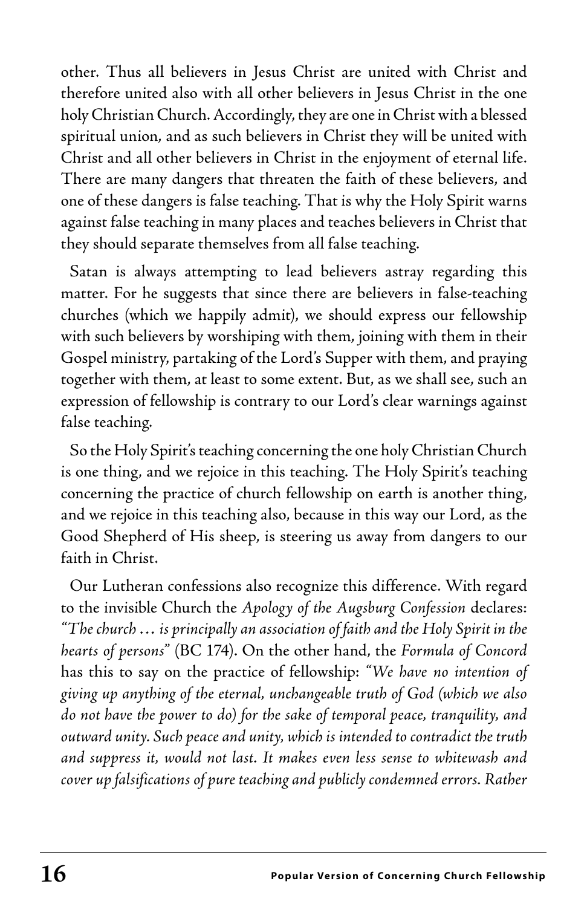other. Thus all believers in Jesus Christ are united with Christ and therefore united also with all other believers in Jesus Christ in the one holy Christian Church. Accordingly, they are one in Christ with a blessed spiritual union, and as such believers in Christ they will be united with Christ and all other believers in Christ in the enjoyment of eternal life. There are many dangers that threaten the faith of these believers, and one of these dangers is false teaching. That is why the Holy Spirit warns against false teaching in many places and teaches believers in Christ that they should separate themselves from all false teaching.

Satan is always attempting to lead believers astray regarding this matter. For he suggests that since there are believers in false-teaching churches (which we happily admit), we should express our fellowship with such believers by worshiping with them, joining with them in their Gospel ministry, partaking of the Lord's Supper with them, and praying together with them, at least to some extent. But, as we shall see, such an expression of fellowship is contrary to our Lord's clear warnings against false teaching.

So the Holy Spirit's teaching concerning the one holy Christian Church is one thing, and we rejoice in this teaching. The Holy Spirit's teaching concerning the practice of church fellowship on earth is another thing, and we rejoice in this teaching also, because in this way our Lord, as the Good Shepherd of His sheep, is steering us away from dangers to our faith in Christ.

Our Lutheran confessions also recognize this difference. With regard to the invisible Church the *Apology of the Augsburg Confession* declares: *"The church … is principally an association of faith and the Holy Spirit in the hearts of persons"* (BC 174). On the other hand, the *Formula of Concord* has this to say on the practice of fellowship: *"We have no intention of giving up anything of the eternal, unchangeable truth of God (which we also do not have the power to do) for the sake of temporal peace, tranquility, and outward unity. Such peace and unity, which is intended to contradict the truth and suppress it, would not last. It makes even less sense to whitewash and cover up falsifications of pure teaching and publicly condemned errors. Rather*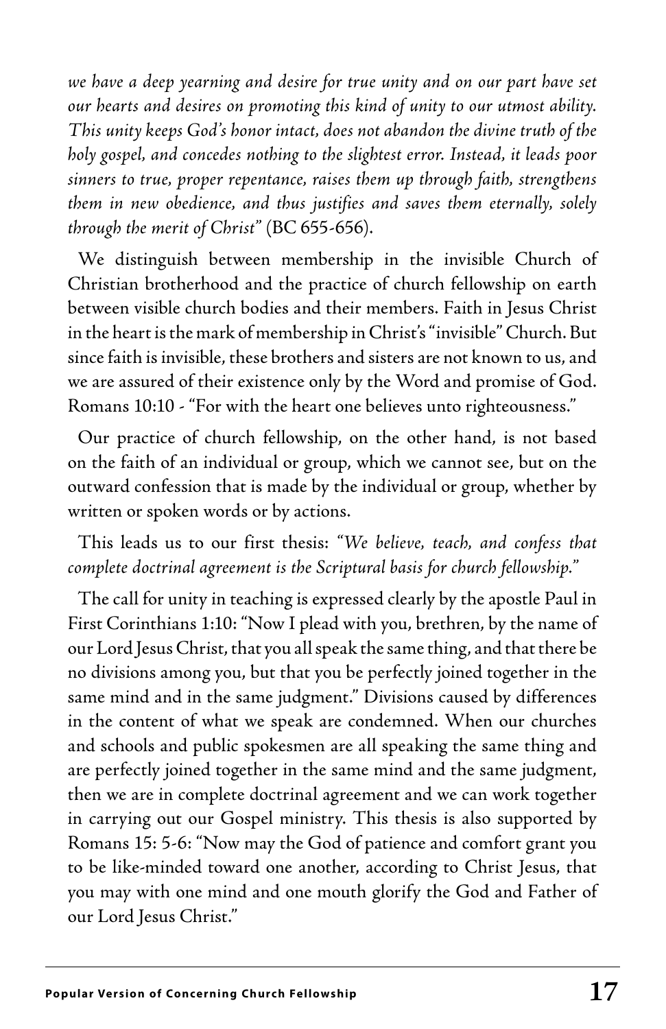*we have a deep yearning and desire for true unity and on our part have set our hearts and desires on promoting this kind of unity to our utmost ability. This unity keeps God's honor intact, does not abandon the divine truth of the holy gospel, and concedes nothing to the slightest error. Instead, it leads poor sinners to true, proper repentance, raises them up through faith, strengthens them in new obedience, and thus justifies and saves them eternally, solely through the merit of Christ"* (BC 655-656).

We distinguish between membership in the invisible Church of Christian brotherhood and the practice of church fellowship on earth between visible church bodies and their members. Faith in Jesus Christ in the heart is the mark of membership in Christ's "invisible" Church. But since faith is invisible, these brothers and sisters are not known to us, and we are assured of their existence only by the Word and promise of God. Romans 10:10 - "For with the heart one believes unto righteousness."

Our practice of church fellowship, on the other hand, is not based on the faith of an individual or group, which we cannot see, but on the outward confession that is made by the individual or group, whether by written or spoken words or by actions.

This leads us to our first thesis: *"We believe, teach, and confess that complete doctrinal agreement is the Scriptural basis for church fellowship."*

The call for unity in teaching is expressed clearly by the apostle Paul in First Corinthians 1:10: "Now I plead with you, brethren, by the name of our Lord Jesus Christ, that you all speak the same thing, and that there be no divisions among you, but that you be perfectly joined together in the same mind and in the same judgment." Divisions caused by differences in the content of what we speak are condemned. When our churches and schools and public spokesmen are all speaking the same thing and are perfectly joined together in the same mind and the same judgment, then we are in complete doctrinal agreement and we can work together in carrying out our Gospel ministry. This thesis is also supported by Romans 15: 5-6: "Now may the God of patience and comfort grant you to be like-minded toward one another, according to Christ Jesus, that you may with one mind and one mouth glorify the God and Father of our Lord Jesus Christ."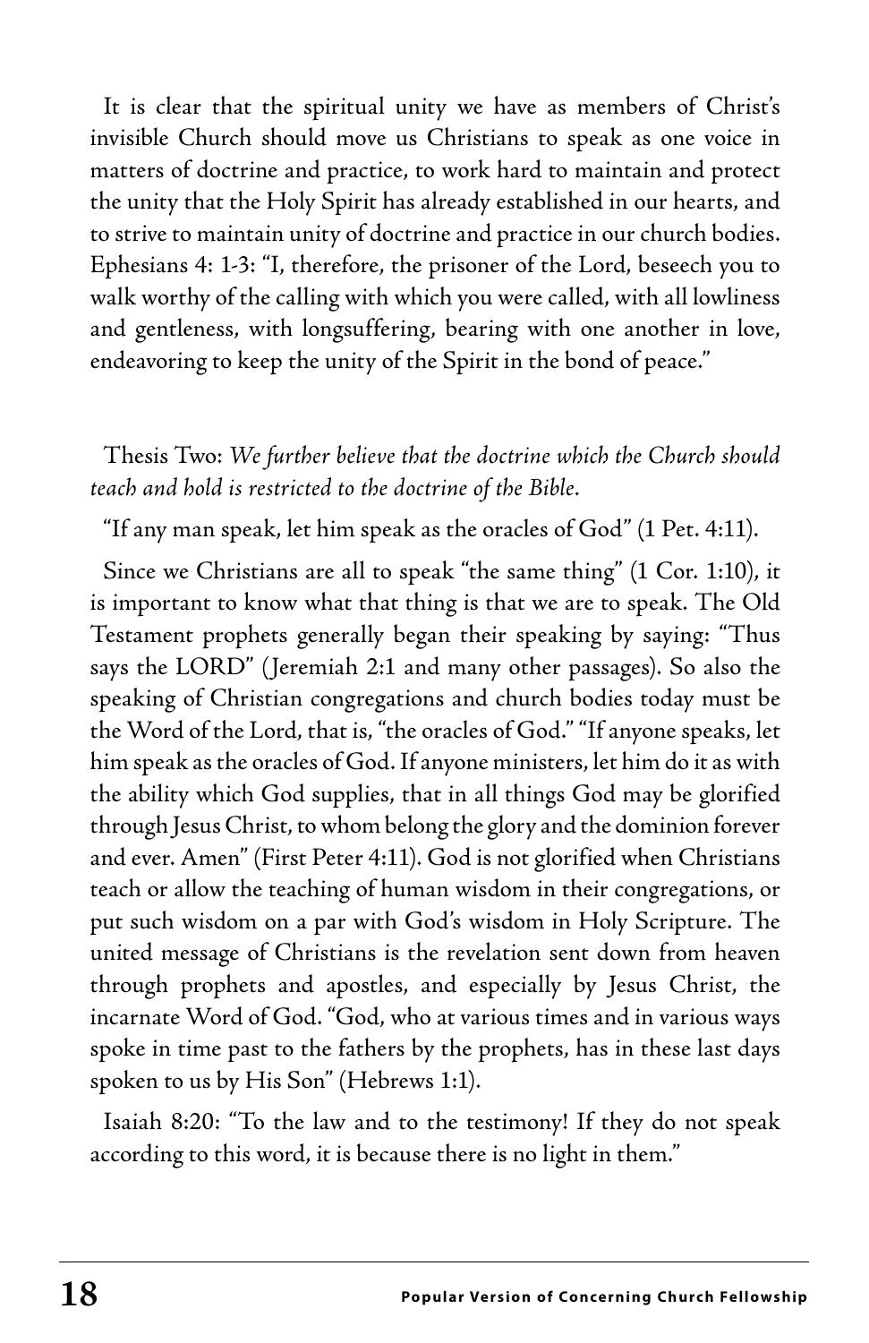It is clear that the spiritual unity we have as members of Christ's invisible Church should move us Christians to speak as one voice in matters of doctrine and practice, to work hard to maintain and protect the unity that the Holy Spirit has already established in our hearts, and to strive to maintain unity of doctrine and practice in our church bodies. Ephesians 4: 1-3: "I, therefore, the prisoner of the Lord, beseech you to walk worthy of the calling with which you were called, with all lowliness and gentleness, with longsuffering, bearing with one another in love, endeavoring to keep the unity of the Spirit in the bond of peace."

Thesis Two: *We further believe that the doctrine which the Church should teach and hold is restricted to the doctrine of the Bible.*

"If any man speak, let him speak as the oracles of God" (1 Pet. 4:11).

Since we Christians are all to speak "the same thing" (1 Cor. 1:10), it is important to know what that thing is that we are to speak. The Old Testament prophets generally began their speaking by saying: "Thus says the LORD" (Jeremiah 2:1 and many other passages). So also the speaking of Christian congregations and church bodies today must be the Word of the Lord, that is, "the oracles of God." "If anyone speaks, let him speak as the oracles of God. If anyone ministers, let him do it as with the ability which God supplies, that in all things God may be glorified through Jesus Christ, to whom belong the glory and the dominion forever and ever. Amen" (First Peter 4:11). God is not glorified when Christians teach or allow the teaching of human wisdom in their congregations, or put such wisdom on a par with God's wisdom in Holy Scripture. The united message of Christians is the revelation sent down from heaven through prophets and apostles, and especially by Jesus Christ, the incarnate Word of God. "God, who at various times and in various ways spoke in time past to the fathers by the prophets, has in these last days spoken to us by His Son" (Hebrews 1:1).

Isaiah 8:20: "To the law and to the testimony! If they do not speak according to this word, it is because there is no light in them."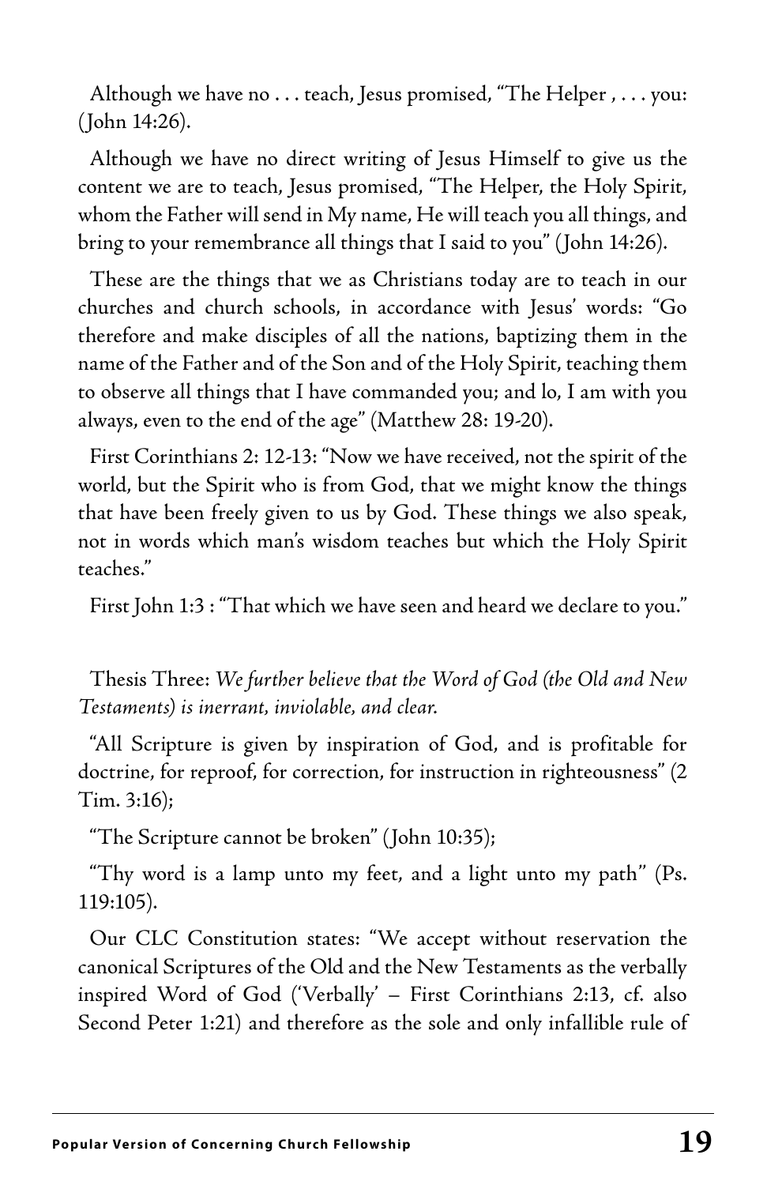Although we have no . . . teach, Jesus promised, "The Helper , . . . you: (John 14:26).

Although we have no direct writing of Jesus Himself to give us the content we are to teach, Jesus promised, "The Helper, the Holy Spirit, whom the Father will send in My name, He will teach you all things, and bring to your remembrance all things that I said to you" (John 14:26).

These are the things that we as Christians today are to teach in our churches and church schools, in accordance with Jesus' words: "Go therefore and make disciples of all the nations, baptizing them in the name of the Father and of the Son and of the Holy Spirit, teaching them to observe all things that I have commanded you; and lo, I am with you always, even to the end of the age" (Matthew 28: 19-20).

First Corinthians 2: 12-13: "Now we have received, not the spirit of the world, but the Spirit who is from God, that we might know the things that have been freely given to us by God. These things we also speak, not in words which man's wisdom teaches but which the Holy Spirit teaches."

First John 1:3 : "That which we have seen and heard we declare to you."

Thesis Three: *We further believe that the Word of God (the Old and New Testaments) is inerrant, inviolable, and clear.*

"All Scripture is given by inspiration of God, and is profitable for doctrine, for reproof, for correction, for instruction in righteousness" (2 Tim. 3:16);

"The Scripture cannot be broken" (John 10:35);

"Thy word is a lamp unto my feet, and a light unto my path" (Ps. 119:105).

Our CLC Constitution states: "We accept without reservation the canonical Scriptures of the Old and the New Testaments as the verbally inspired Word of God ('Verbally' – First Corinthians 2:13, cf. also Second Peter 1:21) and therefore as the sole and only infallible rule of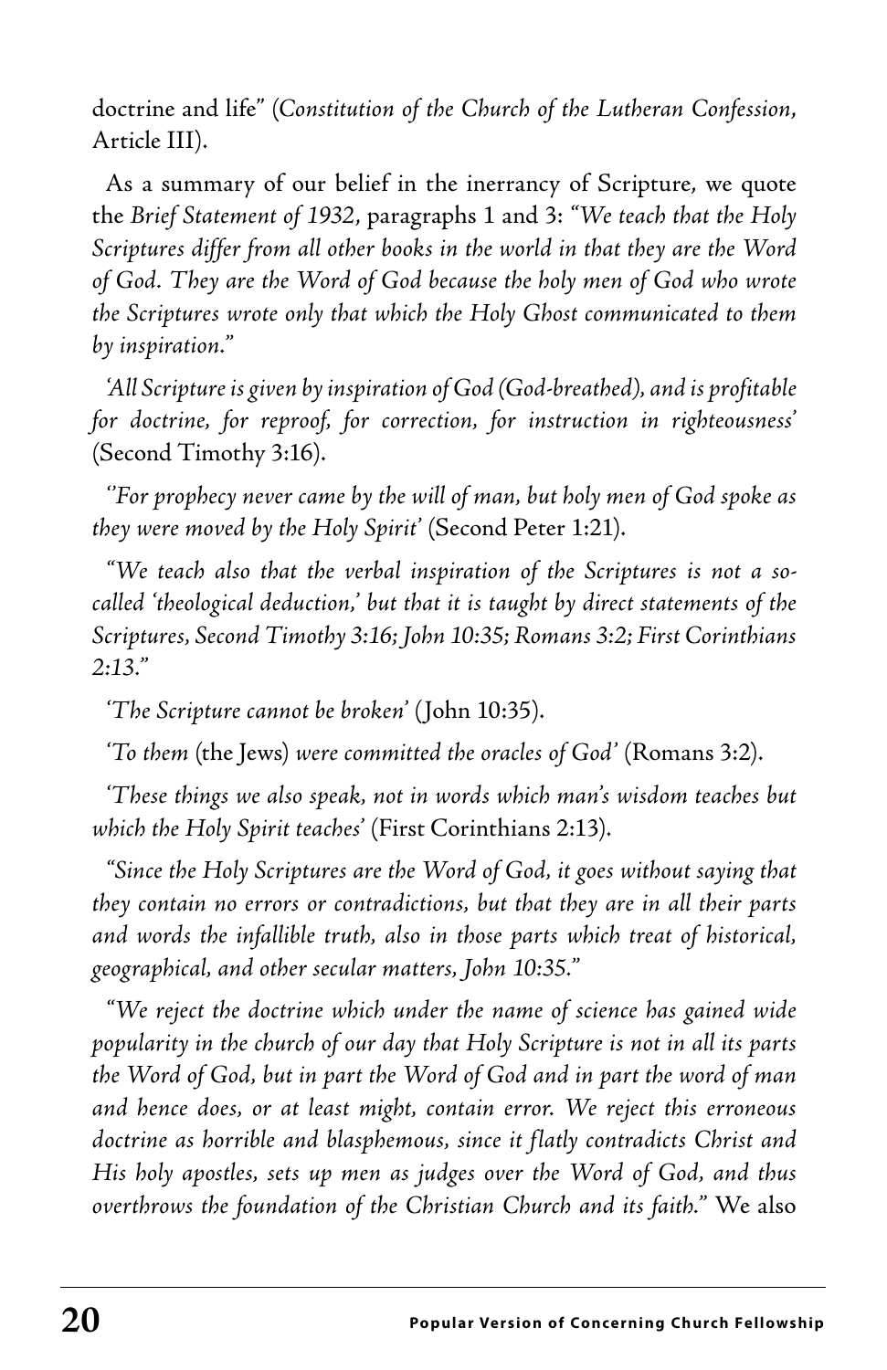doctrine and life" (*Constitution of the Church of the Lutheran Confession*, Article III).

As a summary of our belief in the inerrancy of Scripture, we quote the *Brief Statement of 1932*, paragraphs 1 and 3: "*We teach that the Holy Scriptures differ from all other books in the world in that they are the Word of God. They are the Word of God because the holy men of God who wrote the Scriptures wrote only that which the Holy Ghost communicated to them by inspiration.*"

*'All Scripture is given by inspiration of God (God-breathed), and is profitable for doctrine, for reproof, for correction, for instruction in righteousness'* (Second Timothy 3:16).

*''For prophecy never came by the will of man, but holy men of God spoke as they were moved by the Holy Spirit'* (Second Peter 1:21).

*"We teach also that the verbal inspiration of the Scriptures is not a so-called 'theological deduction,' but that it is taught by direct statements of the Scriptures, Second Timothy 3:16; John 10:35; Romans 3:2; First Corinthians 2:13."*

*'The Scripture cannot be broken'* (John 10:35).

*'To them* (the Jews) *were committed the oracles of God'* (Romans 3:2).

*'These things we also speak, not in words which man's wisdom teaches but which the Holy Spirit teaches'* (First Corinthians 2:13).

*"Since the Holy Scriptures are the Word of God, it goes without saying that they contain no errors or contradictions, but that they are in all their parts and words the infallible truth, also in those parts which treat of historical, geographical, and other secular matters, John 10:35."*

*"We reject the doctrine which under the name of science has gained wide popularity in the church of our day that Holy Scripture is not in all its parts the Word of God, but in part the Word of God and in part the word of man and hence does, or at least might, contain error. We reject this erroneous doctrine as horrible and blasphemous, since it flatly contradicts Christ and His holy apostles, sets up men as judges over the Word of God, and thus overthrows the foundation of the Christian Church and its faith."* We also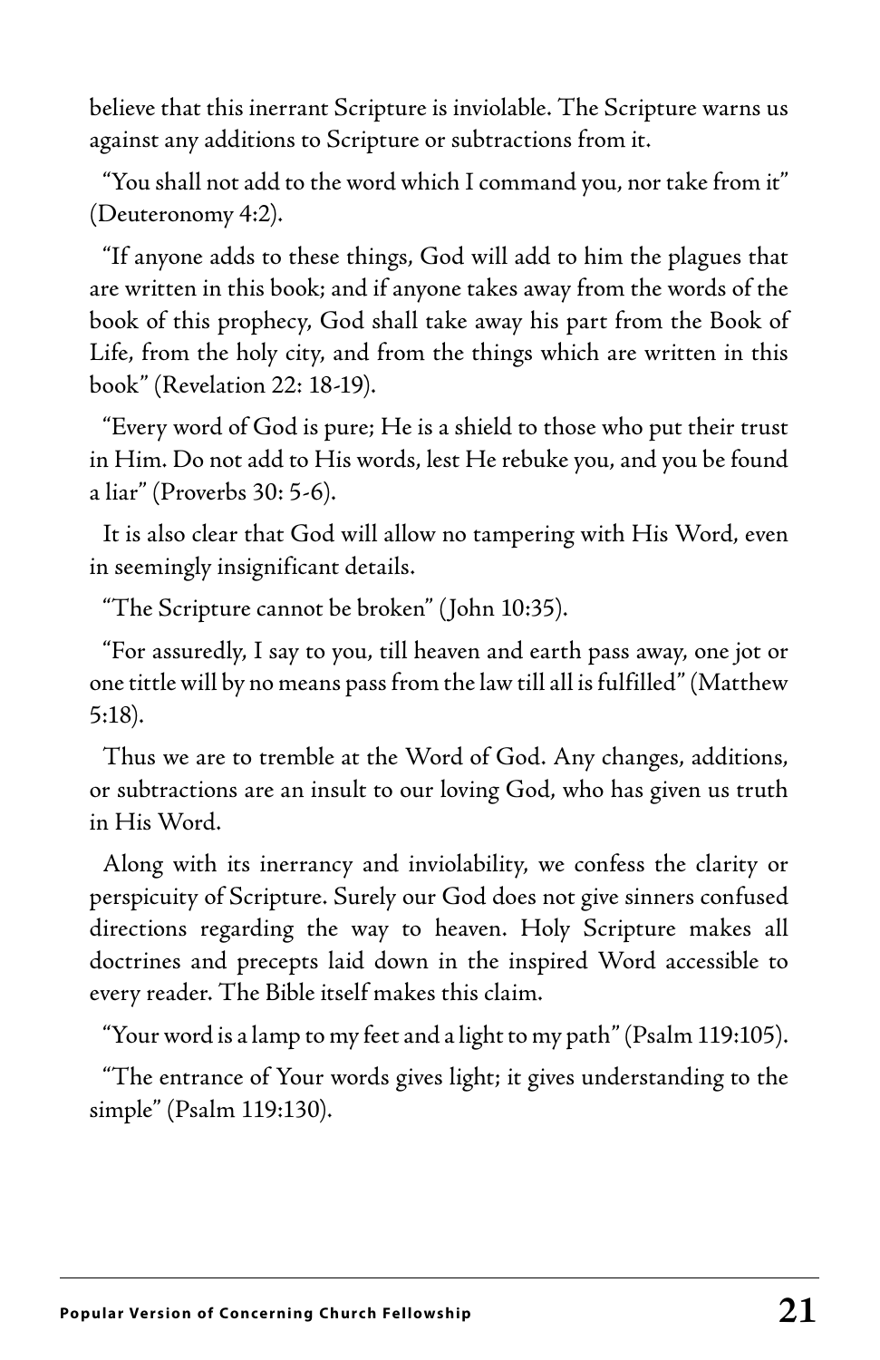believe that this inerrant Scripture is inviolable. The Scripture warns us against any additions to Scripture or subtractions from it.

"You shall not add to the word which I command you, nor take from it" (Deuteronomy 4:2).

"If anyone adds to these things, God will add to him the plagues that are written in this book; and if anyone takes away from the words of the book of this prophecy, God shall take away his part from the Book of Life, from the holy city, and from the things which are written in this book" (Revelation 22: 18-19).

"Every word of God is pure; He is a shield to those who put their trust in Him. Do not add to His words, lest He rebuke you, and you be found a liar" (Proverbs 30: 5-6).

It is also clear that God will allow no tampering with His Word, even in seemingly insignificant details.

"The Scripture cannot be broken" (John 10:35).

"For assuredly, I say to you, till heaven and earth pass away, one jot or one tittle will by no means pass from the law till all is fulfilled" (Matthew 5:18).

Thus we are to tremble at the Word of God. Any changes, additions, or subtractions are an insult to our loving God, who has given us truth in His Word.

Along with its inerrancy and inviolability, we confess the clarity or perspicuity of Scripture. Surely our God does not give sinners confused directions regarding the way to heaven. Holy Scripture makes all doctrines and precepts laid down in the inspired Word accessible to every reader. The Bible itself makes this claim.

"Your word is a lamp to my feet and a light to my path" (Psalm 119:105).

"The entrance of Your words gives light; it gives understanding to the simple" (Psalm 119:130).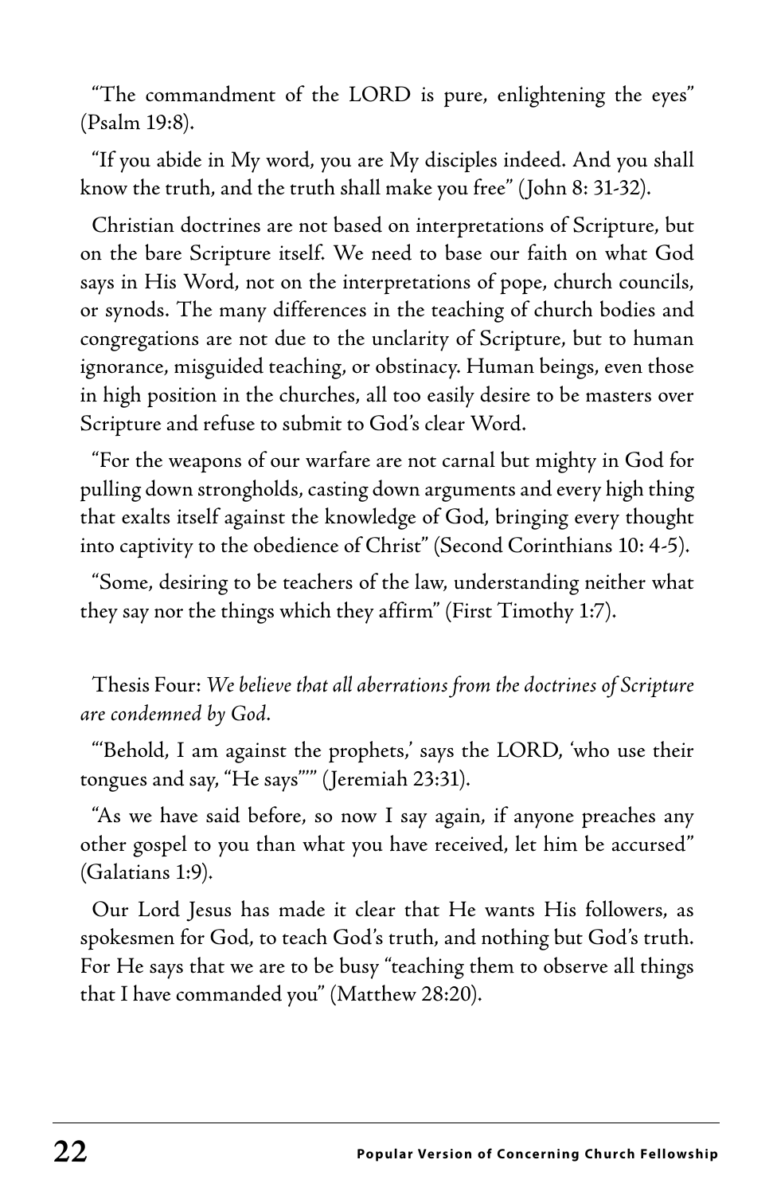"The commandment of the LORD is pure, enlightening the eyes" (Psalm 19:8).

"If you abide in My word, you are My disciples indeed. And you shall know the truth, and the truth shall make you free" (John 8: 31-32).

Christian doctrines are not based on interpretations of Scripture, but on the bare Scripture itself. We need to base our faith on what God says in His Word, not on the interpretations of pope, church councils, or synods. The many differences in the teaching of church bodies and congregations are not due to the unclarity of Scripture, but to human ignorance, misguided teaching, or obstinacy. Human beings, even those in high position in the churches, all too easily desire to be masters over Scripture and refuse to submit to God's clear Word.

"For the weapons of our warfare are not carnal but mighty in God for pulling down strongholds, casting down arguments and every high thing that exalts itself against the knowledge of God, bringing every thought into captivity to the obedience of Christ" (Second Corinthians 10: 4-5).

"Some, desiring to be teachers of the law, understanding neither what they say nor the things which they affirm" (First Timothy 1:7).

Thesis Four: *We believe that all aberrations from the doctrines of Scripture are condemned by God.*

"'Behold, I am against the prophets,' says the LORD, 'who use their tongues and say, "He says"'" (Jeremiah 23:31).

"As we have said before, so now I say again, if anyone preaches any other gospel to you than what you have received, let him be accursed" (Galatians 1:9).

Our Lord Jesus has made it clear that He wants His followers, as spokesmen for God, to teach God's truth, and nothing but God's truth. For He says that we are to be busy "teaching them to observe all things that I have commanded you" (Matthew 28:20).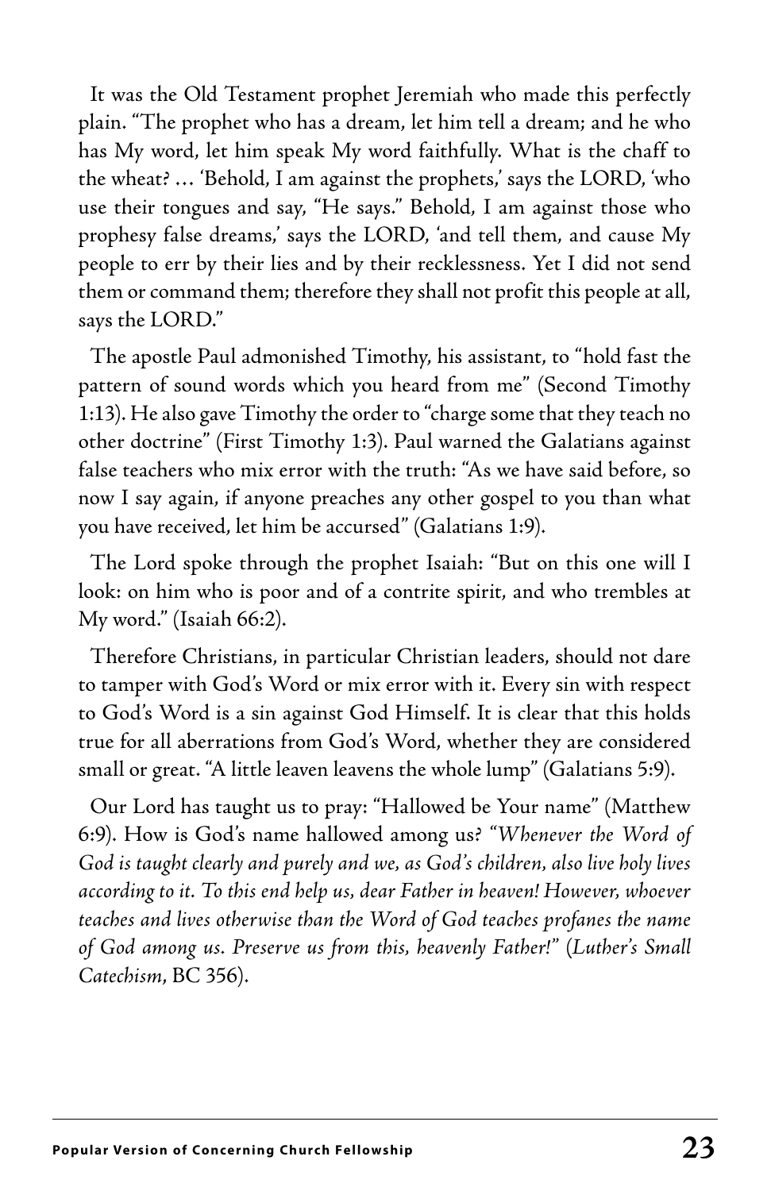It was the Old Testament prophet Jeremiah who made this perfectly plain. "The prophet who has a dream, let him tell a dream; and he who has My word, let him speak My word faithfully. What is the chaff to the wheat? … 'Behold, I am against the prophets,' says the LORD, 'who use their tongues and say, "He says." Behold, I am against those who prophesy false dreams,' says the LORD, 'and tell them, and cause My people to err by their lies and by their recklessness. Yet I did not send them or command them; therefore they shall not profit this people at all, says the LORD."

The apostle Paul admonished Timothy, his assistant, to "hold fast the pattern of sound words which you heard from me" (Second Timothy 1:13). He also gave Timothy the order to "charge some that they teach no other doctrine" (First Timothy 1:3). Paul warned the Galatians against false teachers who mix error with the truth: "As we have said before, so now I say again, if anyone preaches any other gospel to you than what you have received, let him be accursed" (Galatians 1:9).

The Lord spoke through the prophet Isaiah: "But on this one will I look: on him who is poor and of a contrite spirit, and who trembles at My word." (Isaiah 66:2).

Therefore Christians, in particular Christian leaders, should not dare to tamper with God's Word or mix error with it. Every sin with respect to God's Word is a sin against God Himself. It is clear that this holds true for all aberrations from God's Word, whether they are considered small or great. "A little leaven leavens the whole lump" (Galatians 5:9).

Our Lord has taught us to pray: "Hallowed be Your name" (Matthew 6:9). How is God's name hallowed among us? *"Whenever the Word of God is taught clearly and purely and we, as God's children, also live holy lives according to it. To this end help us, dear Father in heaven! However, whoever teaches and lives otherwise than the Word of God teaches profanes the name of God among us. Preserve us from this, heavenly Father!"* (*Luther's Small Catechism*, BC 356).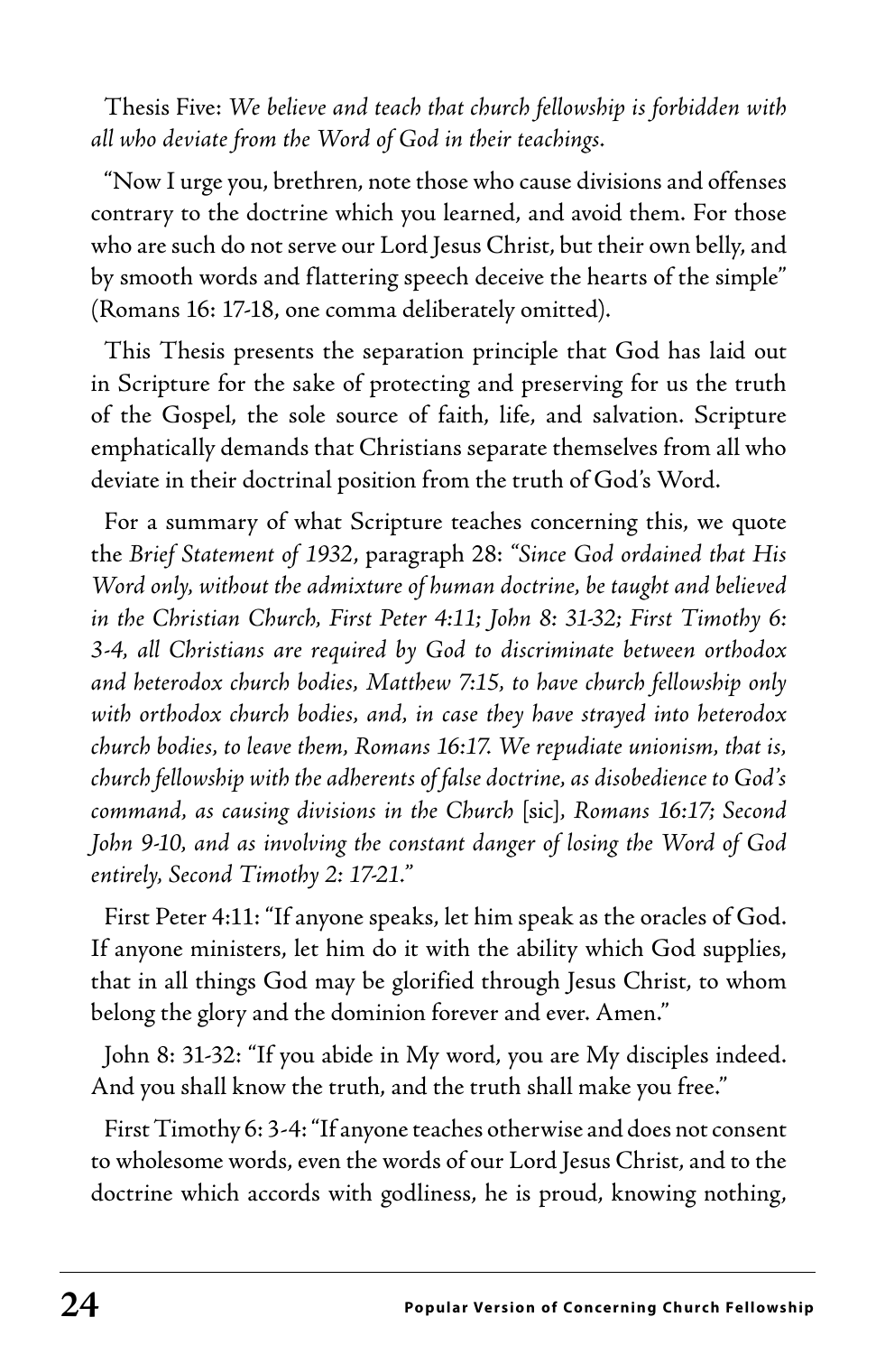Thesis Five: *We believe and teach that church fellowship is forbidden with all who deviate from the Word of God in their teachings.*

"Now I urge you, brethren, note those who cause divisions and offenses contrary to the doctrine which you learned, and avoid them. For those who are such do not serve our Lord Jesus Christ, but their own belly, and by smooth words and flattering speech deceive the hearts of the simple" (Romans 16: 17-18, one comma deliberately omitted).

This Thesis presents the separation principle that God has laid out in Scripture for the sake of protecting and preserving for us the truth of the Gospel, the sole source of faith, life, and salvation. Scripture emphatically demands that Christians separate themselves from all who deviate in their doctrinal position from the truth of God's Word.

For a summary of what Scripture teaches concerning this, we quote the *Brief Statement of 1932*, paragraph 28: *"Since God ordained that His Word only, without the admixture of human doctrine, be taught and believed in the Christian Church, First Peter 4:11; John 8: 31-32; First Timothy 6: 3-4, all Christians are required by God to discriminate between orthodox and heterodox church bodies, Matthew 7:15, to have church fellowship only with orthodox church bodies, and, in case they have strayed into heterodox church bodies, to leave them, Romans 16:17. We repudiate unionism, that is, church fellowship with the adherents of false doctrine, as disobedience to God's command, as causing divisions in the Church* [sic], *Romans 16:17; Second John 9-10, and as involving the constant danger of losing the Word of God entirely, Second Timothy 2: 17-21."*

First Peter 4:11: "If anyone speaks, let him speak as the oracles of God. If anyone ministers, let him do it with the ability which God supplies, that in all things God may be glorified through Jesus Christ, to whom belong the glory and the dominion forever and ever. Amen."

John 8: 31-32: "If you abide in My word, you are My disciples indeed. And you shall know the truth, and the truth shall make you free."

First Timothy 6: 3-4: "If anyone teaches otherwise and does not consent to wholesome words, even the words of our Lord Jesus Christ, and to the doctrine which accords with godliness, he is proud, knowing nothing,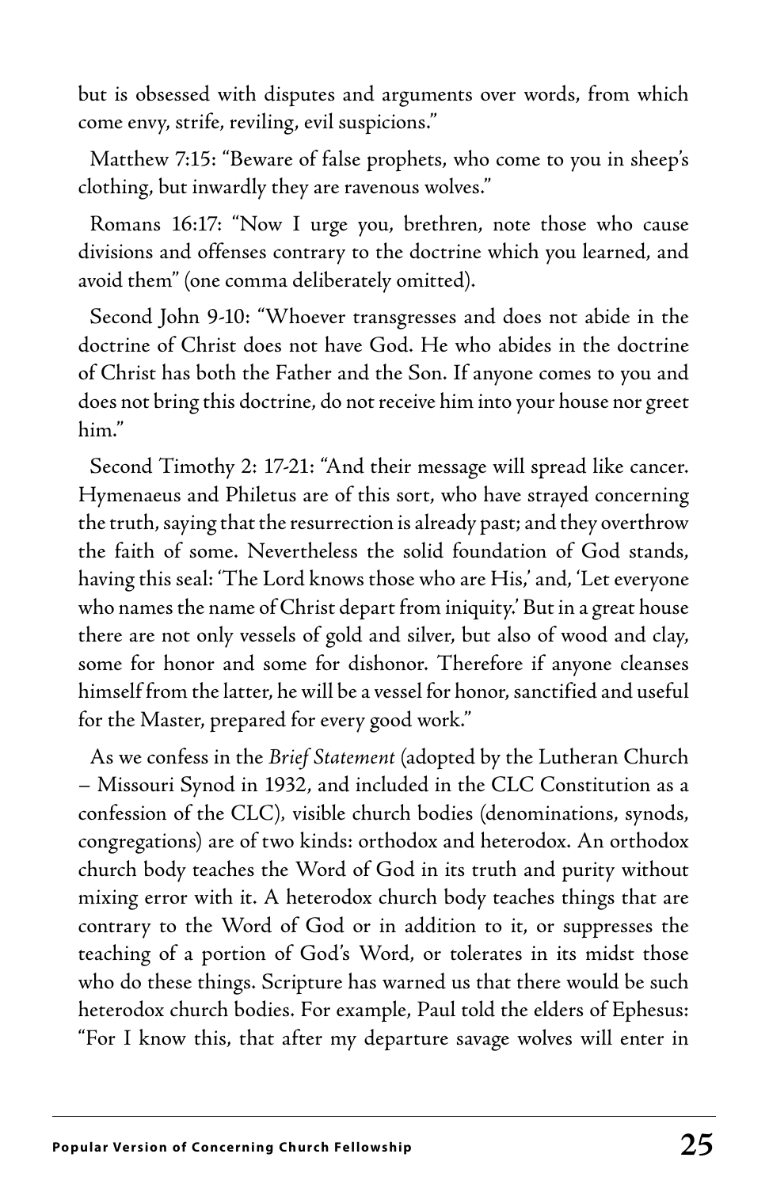but is obsessed with disputes and arguments over words, from which come envy, strife, reviling, evil suspicions."

Matthew 7:15: "Beware of false prophets, who come to you in sheep's clothing, but inwardly they are ravenous wolves."

Romans 16:17: "Now I urge you, brethren, note those who cause divisions and offenses contrary to the doctrine which you learned, and avoid them" (one comma deliberately omitted).

Second John 9-10: "Whoever transgresses and does not abide in the doctrine of Christ does not have God. He who abides in the doctrine of Christ has both the Father and the Son. If anyone comes to you and does not bring this doctrine, do not receive him into your house nor greet him."

Second Timothy 2: 17-21: "And their message will spread like cancer. Hymenaeus and Philetus are of this sort, who have strayed concerning the truth, saying that the resurrection is already past; and they overthrow the faith of some. Nevertheless the solid foundation of God stands, having this seal: 'The Lord knows those who are His,' and, 'Let everyone who names the name of Christ depart from iniquity.' But in a great house there are not only vessels of gold and silver, but also of wood and clay, some for honor and some for dishonor. Therefore if anyone cleanses himself from the latter, he will be a vessel for honor, sanctified and useful for the Master, prepared for every good work."

As we confess in the *Brief Statement* (adopted by the Lutheran Church – Missouri Synod in 1932, and included in the CLC Constitution as a confession of the CLC), visible church bodies (denominations, synods, congregations) are of two kinds: orthodox and heterodox. An orthodox church body teaches the Word of God in its truth and purity without mixing error with it. A heterodox church body teaches things that are contrary to the Word of God or in addition to it, or suppresses the teaching of a portion of God's Word, or tolerates in its midst those who do these things. Scripture has warned us that there would be such heterodox church bodies. For example, Paul told the elders of Ephesus: "For I know this, that after my departure savage wolves will enter in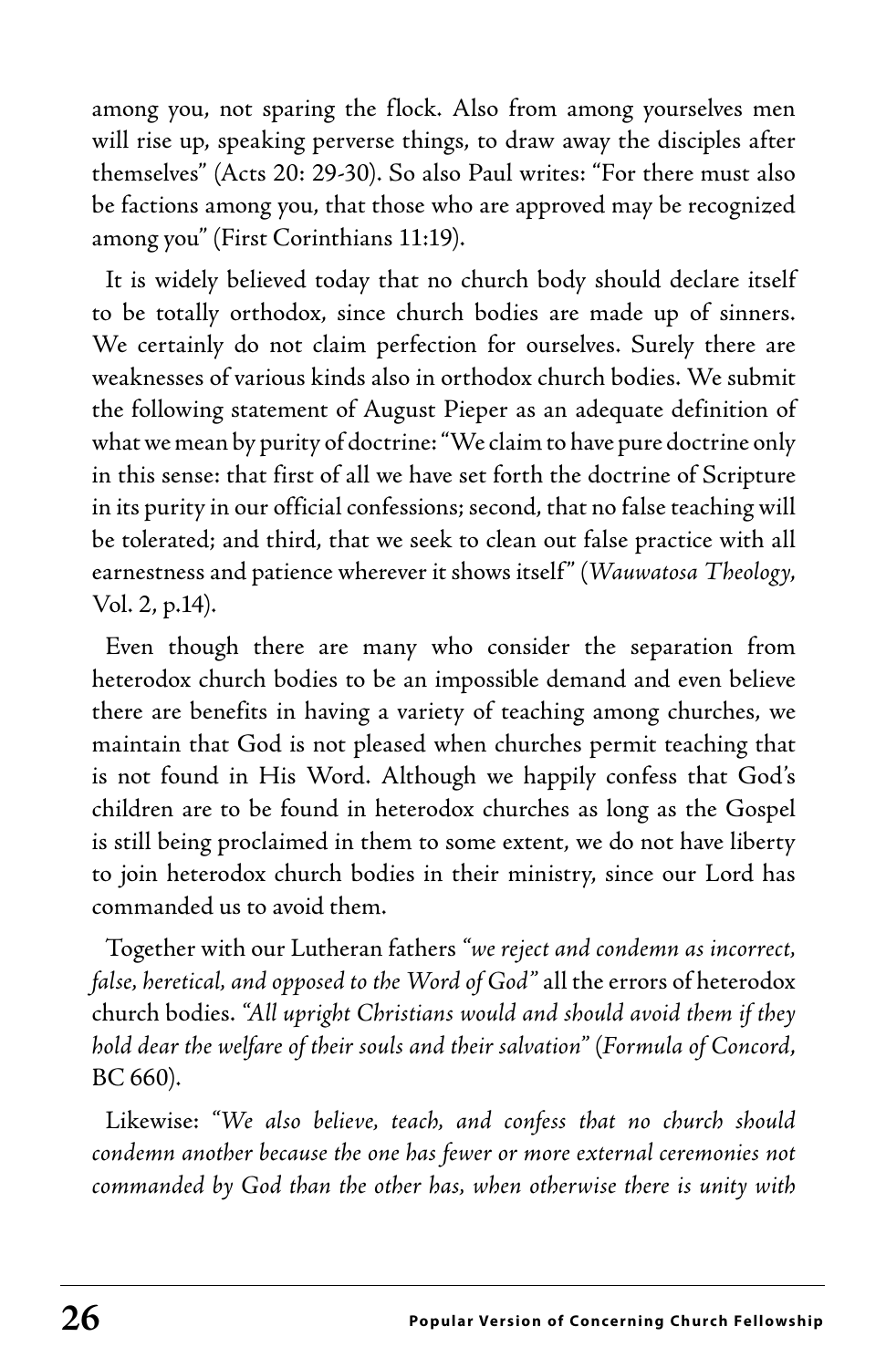among you, not sparing the flock. Also from among yourselves men will rise up, speaking perverse things, to draw away the disciples after themselves" (Acts 20: 29-30). So also Paul writes: "For there must also be factions among you, that those who are approved may be recognized among you" (First Corinthians 11:19).

It is widely believed today that no church body should declare itself to be totally orthodox, since church bodies are made up of sinners. We certainly do not claim perfection for ourselves. Surely there are weaknesses of various kinds also in orthodox church bodies. We submit the following statement of August Pieper as an adequate definition of what we mean by purity of doctrine: "We claim to have pure doctrine only in this sense: that first of all we have set forth the doctrine of Scripture in its purity in our official confessions; second, that no false teaching will be tolerated; and third, that we seek to clean out false practice with all earnestness and patience wherever it shows itself" (*Wauwatosa Theology*, Vol. 2, p.14).

Even though there are many who consider the separation from heterodox church bodies to be an impossible demand and even believe there are benefits in having a variety of teaching among churches, we maintain that God is not pleased when churches permit teaching that is not found in His Word. Although we happily confess that God's children are to be found in heterodox churches as long as the Gospel is still being proclaimed in them to some extent, we do not have liberty to join heterodox church bodies in their ministry, since our Lord has commanded us to avoid them.

Together with our Lutheran fathers *"we reject and condemn as incorrect, false, heretical, and opposed to the Word of God"* all the errors of heterodox church bodies. *"All upright Christians would and should avoid them if they hold dear the welfare of their souls and their salvation"* (*Formula of Concord*, BC 660).

Likewise: *"We also believe, teach, and confess that no church should condemn another because the one has fewer or more external ceremonies not commanded by God than the other has, when otherwise there is unity with*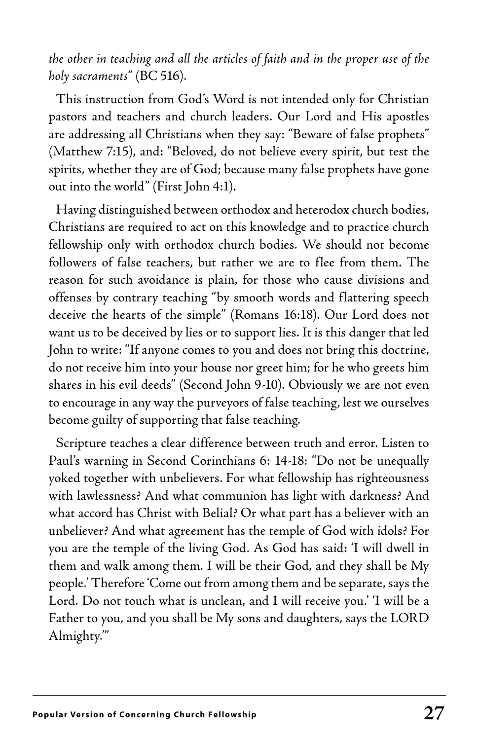*the other in teaching and all the articles of faith and in the proper use of the holy sacraments"* (BC 516).

This instruction from God's Word is not intended only for Christian pastors and teachers and church leaders. Our Lord and His apostles are addressing all Christians when they say: "Beware of false prophets" (Matthew 7:15), and: "Beloved, do not believe every spirit, but test the spirits, whether they are of God; because many false prophets have gone out into the world" (First John 4:1).

Having distinguished between orthodox and heterodox church bodies, Christians are required to act on this knowledge and to practice church fellowship only with orthodox church bodies. We should not become followers of false teachers, but rather we are to flee from them. The reason for such avoidance is plain, for those who cause divisions and offenses by contrary teaching "by smooth words and flattering speech deceive the hearts of the simple" (Romans 16:18). Our Lord does not want us to be deceived by lies or to support lies. It is this danger that led John to write: "If anyone comes to you and does not bring this doctrine, do not receive him into your house nor greet him; for he who greets him shares in his evil deeds" (Second John 9-10). Obviously we are not even to encourage in any way the purveyors of false teaching, lest we ourselves become guilty of supporting that false teaching.

Scripture teaches a clear difference between truth and error. Listen to Paul's warning in Second Corinthians 6: 14-18: "Do not be unequally yoked together with unbelievers. For what fellowship has righteousness with lawlessness? And what communion has light with darkness? And what accord has Christ with Belial? Or what part has a believer with an unbeliever? And what agreement has the temple of God with idols? For you are the temple of the living God. As God has said: 'I will dwell in them and walk among them. I will be their God, and they shall be My people.' Therefore 'Come out from among them and be separate, says the Lord. Do not touch what is unclean, and I will receive you.' 'I will be a Father to you, and you shall be My sons and daughters, says the LORD Almighty.'"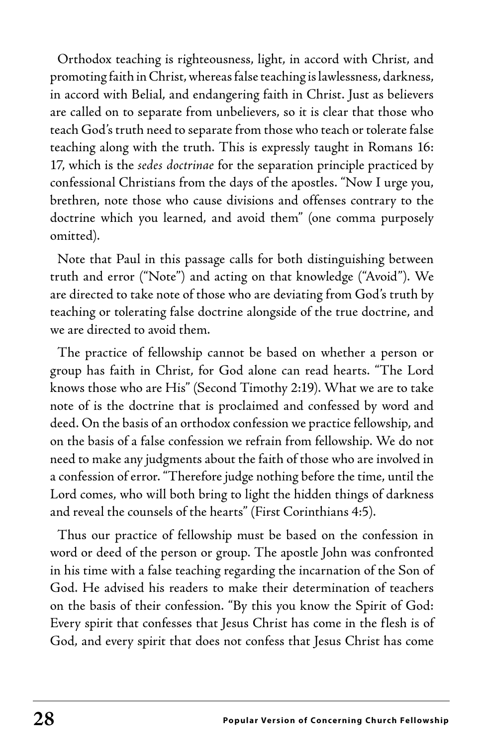Orthodox teaching is righteousness, light, in accord with Christ, and promoting faith in Christ, whereas false teaching is lawlessness, darkness, in accord with Belial, and endangering faith in Christ. Just as believers are called on to separate from unbelievers, so it is clear that those who teach God's truth need to separate from those who teach or tolerate false teaching along with the truth. This is expressly taught in Romans 16: 17, which is the *sedes doctrinae* for the separation principle practiced by confessional Christians from the days of the apostles. "Now I urge you, brethren, note those who cause divisions and offenses contrary to the doctrine which you learned, and avoid them" (one comma purposely omitted).

Note that Paul in this passage calls for both distinguishing between truth and error ("Note") and acting on that knowledge ("Avoid"). We are directed to take note of those who are deviating from God's truth by teaching or tolerating false doctrine alongside of the true doctrine, and we are directed to avoid them.

The practice of fellowship cannot be based on whether a person or group has faith in Christ, for God alone can read hearts. "The Lord knows those who are His" (Second Timothy 2:19). What we are to take note of is the doctrine that is proclaimed and confessed by word and deed. On the basis of an orthodox confession we practice fellowship, and on the basis of a false confession we refrain from fellowship. We do not need to make any judgments about the faith of those who are involved in a confession of error. "Therefore judge nothing before the time, until the Lord comes, who will both bring to light the hidden things of darkness and reveal the counsels of the hearts" (First Corinthians 4:5).

Thus our practice of fellowship must be based on the confession in word or deed of the person or group. The apostle John was confronted in his time with a false teaching regarding the incarnation of the Son of God. He advised his readers to make their determination of teachers on the basis of their confession. "By this you know the Spirit of God: Every spirit that confesses that Jesus Christ has come in the flesh is of God, and every spirit that does not confess that Jesus Christ has come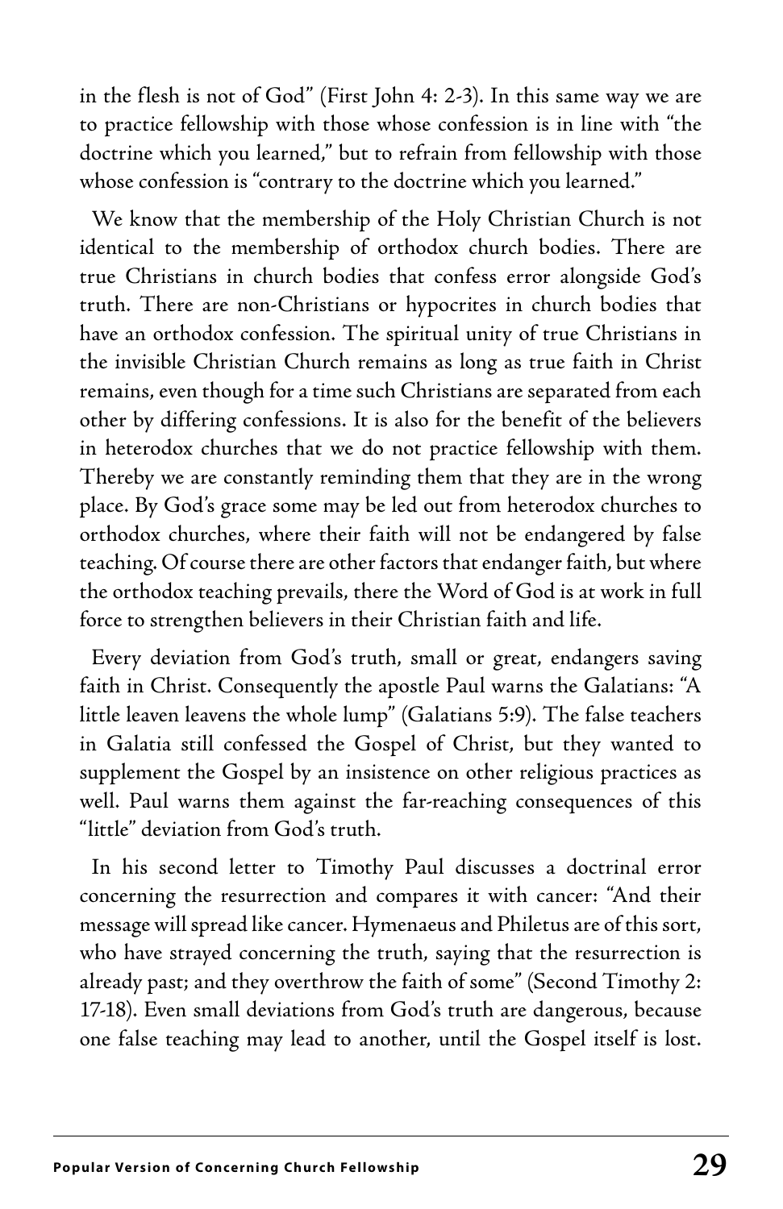in the flesh is not of God" (First John 4: 2-3). In this same way we are to practice fellowship with those whose confession is in line with "the doctrine which you learned," but to refrain from fellowship with those whose confession is "contrary to the doctrine which you learned."

We know that the membership of the Holy Christian Church is not identical to the membership of orthodox church bodies. There are true Christians in church bodies that confess error alongside God's truth. There are non-Christians or hypocrites in church bodies that have an orthodox confession. The spiritual unity of true Christians in the invisible Christian Church remains as long as true faith in Christ remains, even though for a time such Christians are separated from each other by differing confessions. It is also for the benefit of the believers in heterodox churches that we do not practice fellowship with them. Thereby we are constantly reminding them that they are in the wrong place. By God's grace some may be led out from heterodox churches to orthodox churches, where their faith will not be endangered by false teaching. Of course there are other factors that endanger faith, but where the orthodox teaching prevails, there the Word of God is at work in full force to strengthen believers in their Christian faith and life.

Every deviation from God's truth, small or great, endangers saving faith in Christ. Consequently the apostle Paul warns the Galatians: "A little leaven leavens the whole lump" (Galatians 5:9). The false teachers in Galatia still confessed the Gospel of Christ, but they wanted to supplement the Gospel by an insistence on other religious practices as well. Paul warns them against the far-reaching consequences of this "little" deviation from God's truth.

In his second letter to Timothy Paul discusses a doctrinal error concerning the resurrection and compares it with cancer: "And their message will spread like cancer. Hymenaeus and Philetus are of this sort, who have strayed concerning the truth, saying that the resurrection is already past; and they overthrow the faith of some" (Second Timothy 2: 17-18). Even small deviations from God's truth are dangerous, because one false teaching may lead to another, until the Gospel itself is lost.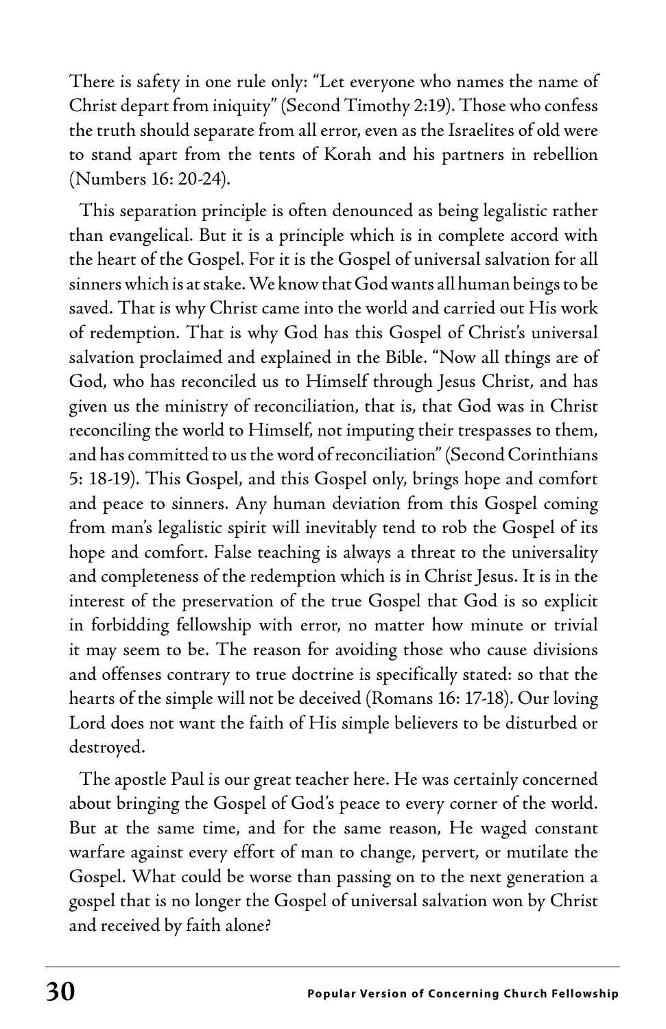There is safety in one rule only: "Let everyone who names the name of Christ depart from iniquity" (Second Timothy 2:19). Those who confess the truth should separate from all error, even as the Israelites of old were to stand apart from the tents of Korah and his partners in rebellion (Numbers 16: 20-24).

This separation principle is often denounced as being legalistic rather than evangelical. But it is a principle which is in complete accord with the heart of the Gospel. For it is the Gospel of universal salvation for all sinners which is at stake. We know that God wants all human beings to be saved. That is why Christ came into the world and carried out His work of redemption. That is why God has this Gospel of Christ's universal salvation proclaimed and explained in the Bible. "Now all things are of God, who has reconciled us to Himself through Jesus Christ, and has given us the ministry of reconciliation, that is, that God was in Christ reconciling the world to Himself, not imputing their trespasses to them, and has committed to us the word of reconciliation" (Second Corinthians 5: 18-19). This Gospel, and this Gospel only, brings hope and comfort and peace to sinners. Any human deviation from this Gospel coming from man's legalistic spirit will inevitably tend to rob the Gospel of its hope and comfort. False teaching is always a threat to the universality and completeness of the redemption which is in Christ Jesus. It is in the interest of the preservation of the true Gospel that God is so explicit in forbidding fellowship with error, no matter how minute or trivial it may seem to be. The reason for avoiding those who cause divisions and offenses contrary to true doctrine is specifically stated: so that the hearts of the simple will not be deceived (Romans 16: 17-18). Our loving Lord does not want the faith of His simple believers to be disturbed or destroyed.

The apostle Paul is our great teacher here. He was certainly concerned about bringing the Gospel of God's peace to every corner of the world. But at the same time, and for the same reason, He waged constant warfare against every effort of man to change, pervert, or mutilate the Gospel. What could be worse than passing on to the next generation a gospel that is no longer the Gospel of universal salvation won by Christ and received by faith alone?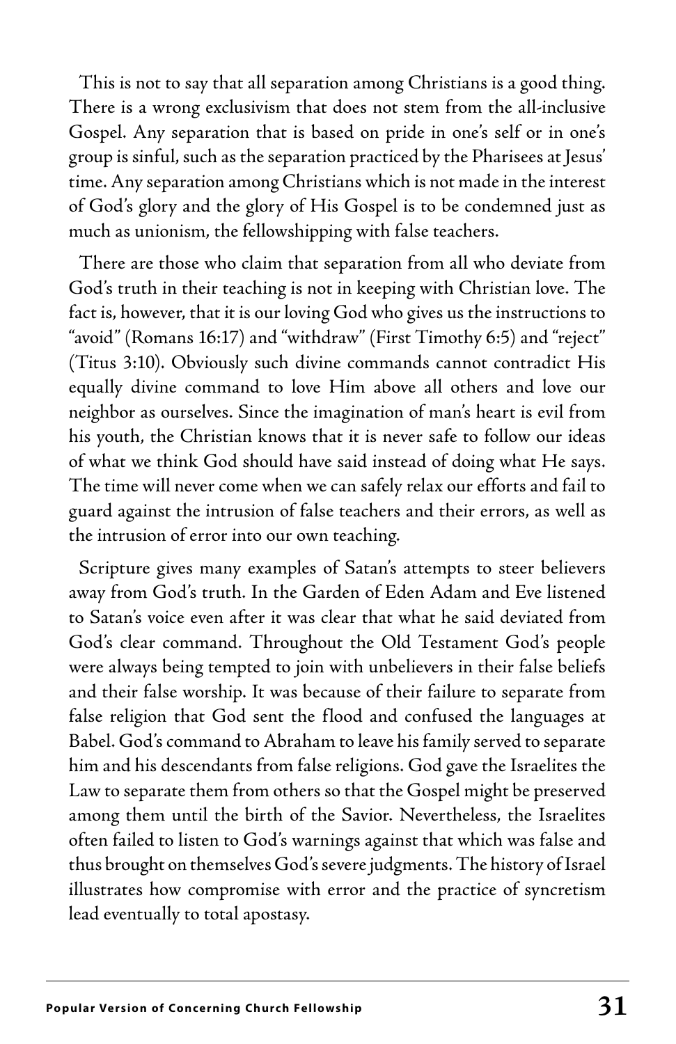This is not to say that all separation among Christians is a good thing. There is a wrong exclusivism that does not stem from the all-inclusive Gospel. Any separation that is based on pride in one's self or in one's group is sinful, such as the separation practiced by the Pharisees at Jesus' time. Any separation among Christians which is not made in the interest of God's glory and the glory of His Gospel is to be condemned just as much as unionism, the fellowshipping with false teachers.

There are those who claim that separation from all who deviate from God's truth in their teaching is not in keeping with Christian love. The fact is, however, that it is our loving God who gives us the instructions to "avoid" (Romans 16:17) and "withdraw" (First Timothy 6:5) and "reject" (Titus 3:10). Obviously such divine commands cannot contradict His equally divine command to love Him above all others and love our neighbor as ourselves. Since the imagination of man's heart is evil from his youth, the Christian knows that it is never safe to follow our ideas of what we think God should have said instead of doing what He says. The time will never come when we can safely relax our efforts and fail to guard against the intrusion of false teachers and their errors, as well as the intrusion of error into our own teaching.

Scripture gives many examples of Satan's attempts to steer believers away from God's truth. In the Garden of Eden Adam and Eve listened to Satan's voice even after it was clear that what he said deviated from God's clear command. Throughout the Old Testament God's people were always being tempted to join with unbelievers in their false beliefs and their false worship. It was because of their failure to separate from false religion that God sent the flood and confused the languages at Babel. God's command to Abraham to leave his family served to separate him and his descendants from false religions. God gave the Israelites the Law to separate them from others so that the Gospel might be preserved among them until the birth of the Savior. Nevertheless, the Israelites often failed to listen to God's warnings against that which was false and thus brought on themselves God's severe judgments. The history of Israel illustrates how compromise with error and the practice of syncretism lead eventually to total apostasy.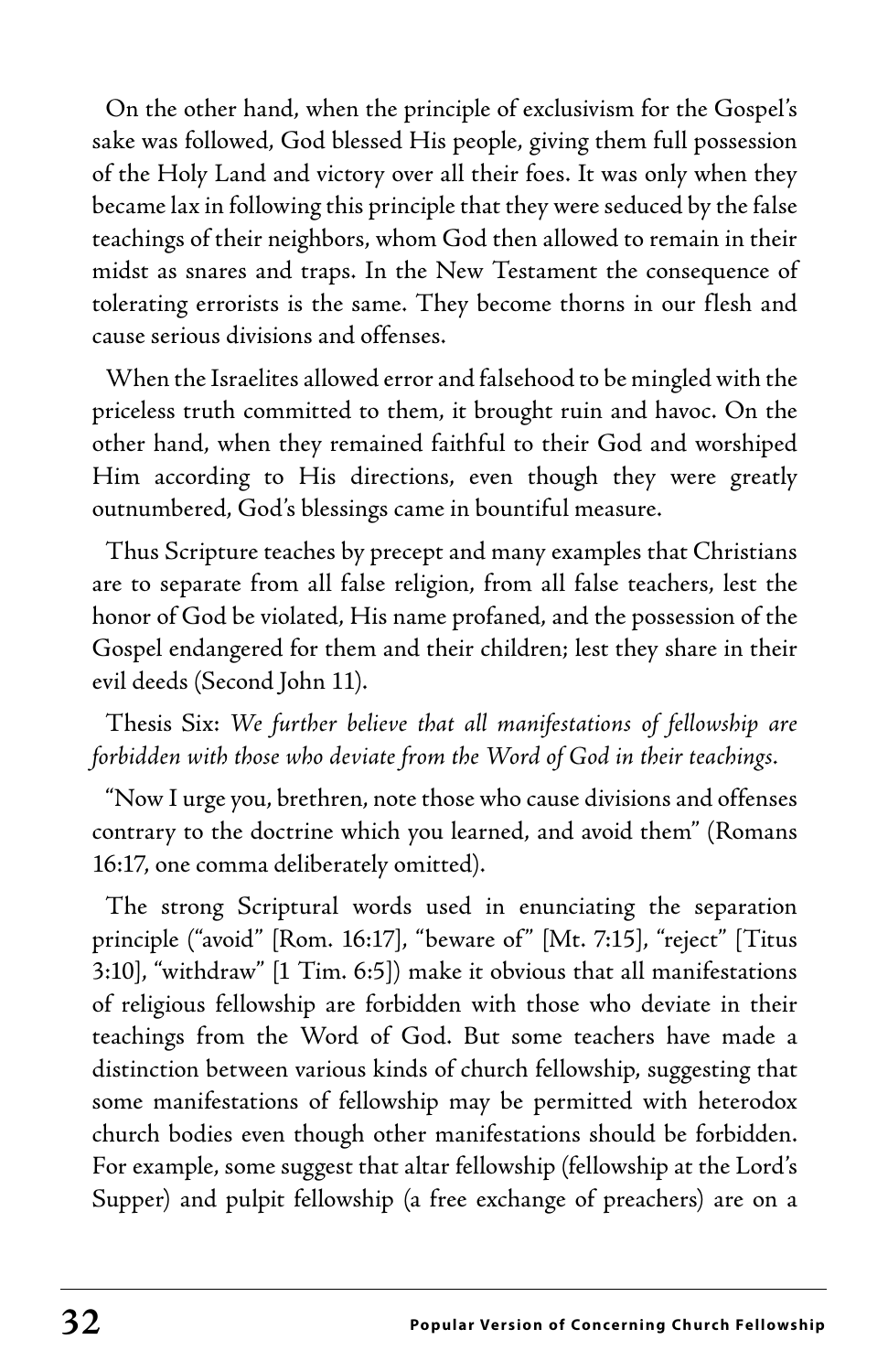On the other hand, when the principle of exclusivism for the Gospel's sake was followed, God blessed His people, giving them full possession of the Holy Land and victory over all their foes. It was only when they became lax in following this principle that they were seduced by the false teachings of their neighbors, whom God then allowed to remain in their midst as snares and traps. In the New Testament the consequence of tolerating errorists is the same. They become thorns in our flesh and cause serious divisions and offenses.

When the Israelites allowed error and falsehood to be mingled with the priceless truth committed to them, it brought ruin and havoc. On the other hand, when they remained faithful to their God and worshiped Him according to His directions, even though they were greatly outnumbered, God's blessings came in bountiful measure.

Thus Scripture teaches by precept and many examples that Christians are to separate from all false religion, from all false teachers, lest the honor of God be violated, His name profaned, and the possession of the Gospel endangered for them and their children; lest they share in their evil deeds (Second John 11).

Thesis Six: *We further believe that all manifestations of fellowship are forbidden with those who deviate from the Word of God in their teachings.*

"Now I urge you, brethren, note those who cause divisions and offenses contrary to the doctrine which you learned, and avoid them" (Romans 16:17, one comma deliberately omitted).

The strong Scriptural words used in enunciating the separation principle ("avoid" [Rom. 16:17], "beware of" [Mt. 7:15], "reject" [Titus 3:10], "withdraw" [1 Tim. 6:5]) make it obvious that all manifestations of religious fellowship are forbidden with those who deviate in their teachings from the Word of God. But some teachers have made a distinction between various kinds of church fellowship, suggesting that some manifestations of fellowship may be permitted with heterodox church bodies even though other manifestations should be forbidden. For example, some suggest that altar fellowship (fellowship at the Lord's Supper) and pulpit fellowship (a free exchange of preachers) are on a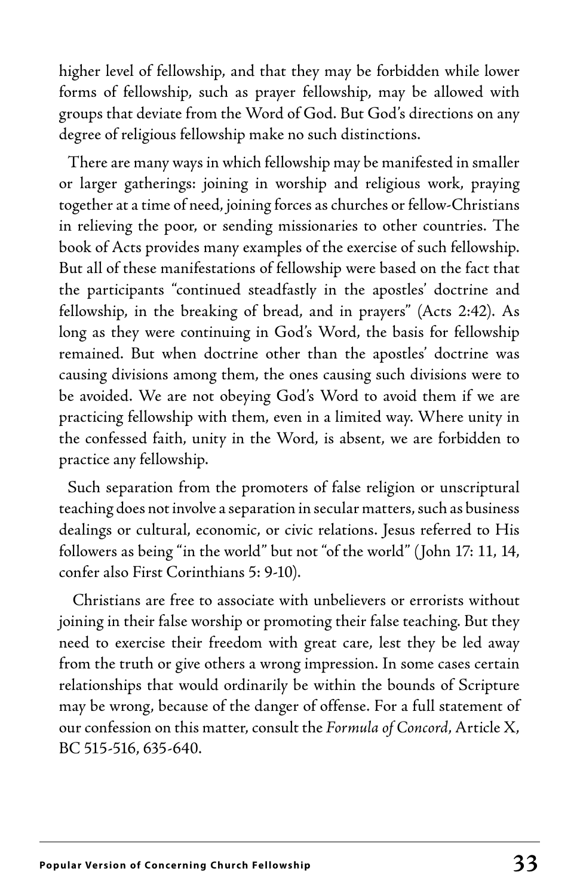higher level of fellowship, and that they may be forbidden while lower forms of fellowship, such as prayer fellowship, may be allowed with groups that deviate from the Word of God. But God's directions on any degree of religious fellowship make no such distinctions.

There are many ways in which fellowship may be manifested in smaller or larger gatherings: joining in worship and religious work, praying together at a time of need, joining forces as churches or fellow-Christians in relieving the poor, or sending missionaries to other countries. The book of Acts provides many examples of the exercise of such fellowship. But all of these manifestations of fellowship were based on the fact that the participants "continued steadfastly in the apostles' doctrine and fellowship, in the breaking of bread, and in prayers" (Acts 2:42). As long as they were continuing in God's Word, the basis for fellowship remained. But when doctrine other than the apostles' doctrine was causing divisions among them, the ones causing such divisions were to be avoided. We are not obeying God's Word to avoid them if we are practicing fellowship with them, even in a limited way. Where unity in the confessed faith, unity in the Word, is absent, we are forbidden to practice any fellowship.

Such separation from the promoters of false religion or unscriptural teaching does not involve a separation in secular matters, such as business dealings or cultural, economic, or civic relations. Jesus referred to His followers as being "in the world" but not "of the world" (John 17: 11, 14, confer also First Corinthians 5: 9-10).

Christians are free to associate with unbelievers or errorists without joining in their false worship or promoting their false teaching. But they need to exercise their freedom with great care, lest they be led away from the truth or give others a wrong impression. In some cases certain relationships that would ordinarily be within the bounds of Scripture may be wrong, because of the danger of offense. For a full statement of our confession on this matter, consult the *Formula of Concord*, Article X, BC 515-516, 635-640.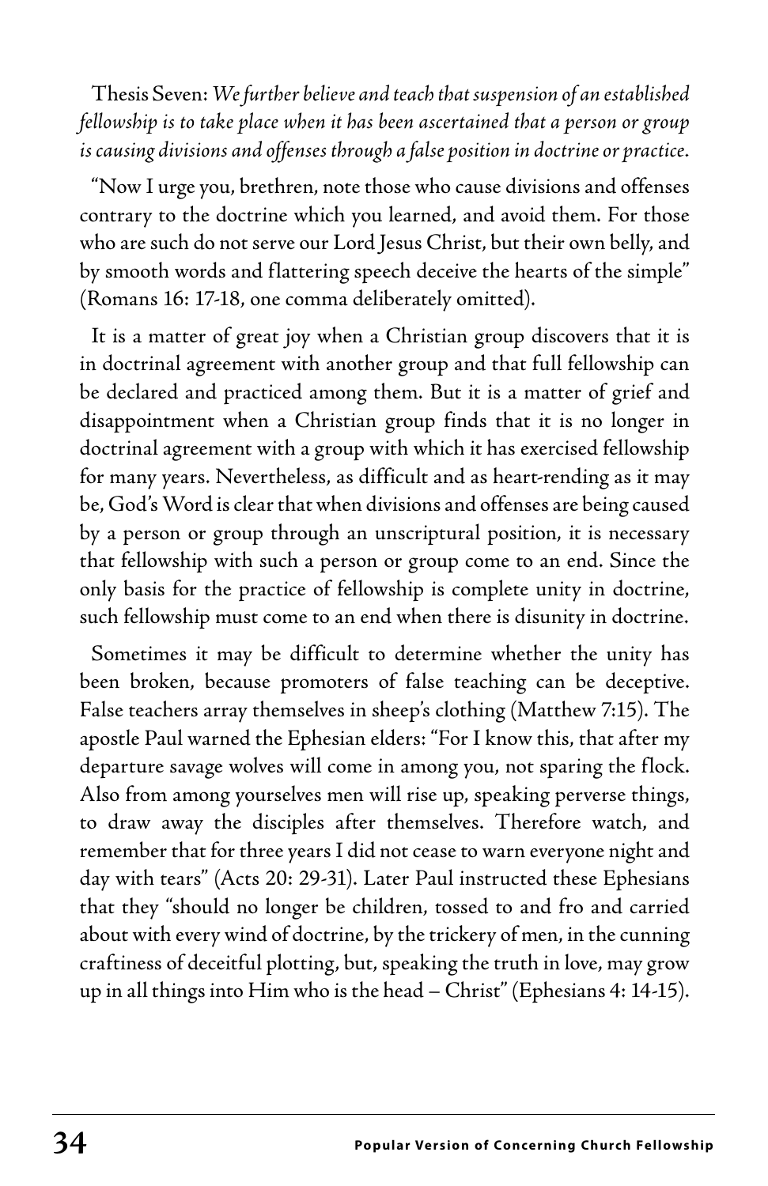Thesis Seven: *We further believe and teach that suspension of an established fellowship is to take place when it has been ascertained that a person or group is causing divisions and offenses through a false position in doctrine or practice.*

"Now I urge you, brethren, note those who cause divisions and offenses contrary to the doctrine which you learned, and avoid them. For those who are such do not serve our Lord Jesus Christ, but their own belly, and by smooth words and flattering speech deceive the hearts of the simple" (Romans 16: 17-18, one comma deliberately omitted).

It is a matter of great joy when a Christian group discovers that it is in doctrinal agreement with another group and that full fellowship can be declared and practiced among them. But it is a matter of grief and disappointment when a Christian group finds that it is no longer in doctrinal agreement with a group with which it has exercised fellowship for many years. Nevertheless, as difficult and as heart-rending as it may be, God's Word is clear that when divisions and offenses are being caused by a person or group through an unscriptural position, it is necessary that fellowship with such a person or group come to an end. Since the only basis for the practice of fellowship is complete unity in doctrine, such fellowship must come to an end when there is disunity in doctrine.

Sometimes it may be difficult to determine whether the unity has been broken, because promoters of false teaching can be deceptive. False teachers array themselves in sheep's clothing (Matthew 7:15). The apostle Paul warned the Ephesian elders: "For I know this, that after my departure savage wolves will come in among you, not sparing the flock. Also from among yourselves men will rise up, speaking perverse things, to draw away the disciples after themselves. Therefore watch, and remember that for three years I did not cease to warn everyone night and day with tears" (Acts 20: 29-31). Later Paul instructed these Ephesians that they "should no longer be children, tossed to and fro and carried about with every wind of doctrine, by the trickery of men, in the cunning craftiness of deceitful plotting, but, speaking the truth in love, may grow up in all things into Him who is the head – Christ" (Ephesians 4: 14-15).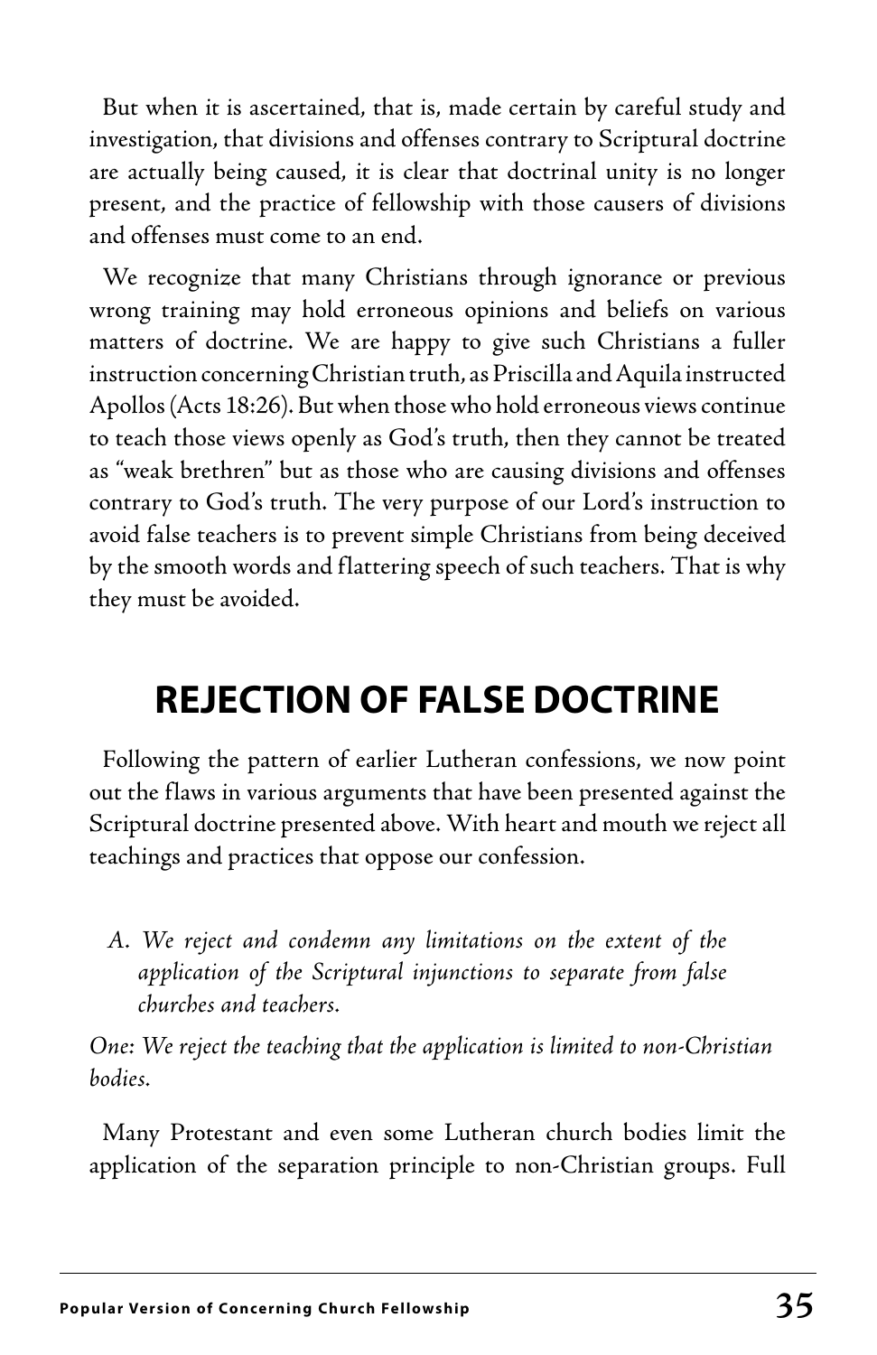But when it is ascertained, that is, made certain by careful study and investigation, that divisions and offenses contrary to Scriptural doctrine are actually being caused, it is clear that doctrinal unity is no longer present, and the practice of fellowship with those causers of divisions and offenses must come to an end.

We recognize that many Christians through ignorance or previous wrong training may hold erroneous opinions and beliefs on various matters of doctrine. We are happy to give such Christians a fuller instruction concerning Christian truth, as Priscilla and Aquila instructed Apollos (Acts 18:26). But when those who hold erroneous views continue to teach those views openly as God's truth, then they cannot be treated as "weak brethren" but as those who are causing divisions and offenses contrary to God's truth. The very purpose of our Lord's instruction to avoid false teachers is to prevent simple Christians from being deceived by the smooth words and flattering speech of such teachers. That is why they must be avoided.

## REJECTION OF FALSE DOCTRINE

Following the pattern of earlier Lutheran confessions, we now point out the flaws in various arguments that have been presented against the Scriptural doctrine presented above. With heart and mouth we reject all teachings and practices that oppose our confession.

*A. We reject and condemn any limitations on the extent of the application of the Scriptural injunctions to separate from false churches and teachers.*

*One: We reject the teaching that the application is limited to non-Christian bodies.*

Many Protestant and even some Lutheran church bodies limit the application of the separation principle to non-Christian groups. Full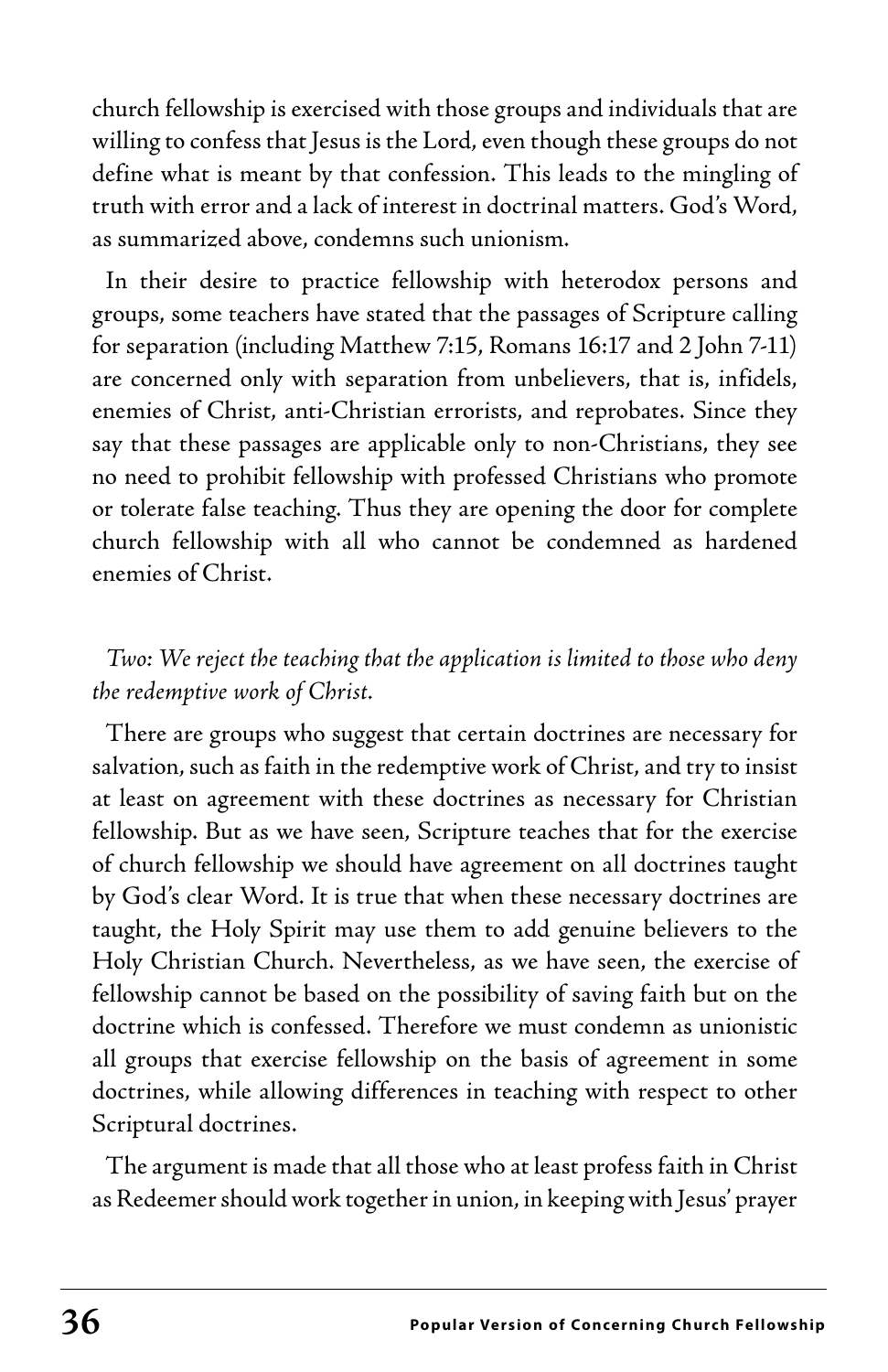church fellowship is exercised with those groups and individuals that are willing to confess that Jesus is the Lord, even though these groups do not define what is meant by that confession. This leads to the mingling of truth with error and a lack of interest in doctrinal matters. God's Word, as summarized above, condemns such unionism.

In their desire to practice fellowship with heterodox persons and groups, some teachers have stated that the passages of Scripture calling for separation (including Matthew 7:15, Romans 16:17 and 2 John 7-11) are concerned only with separation from unbelievers, that is, infidels, enemies of Christ, anti-Christian errorists, and reprobates. Since they say that these passages are applicable only to non-Christians, they see no need to prohibit fellowship with professed Christians who promote or tolerate false teaching. Thus they are opening the door for complete church fellowship with all who cannot be condemned as hardened enemies of Christ.

*Two: We reject the teaching that the application is limited to those who deny the redemptive work of Christ.*

There are groups who suggest that certain doctrines are necessary for salvation, such as faith in the redemptive work of Christ, and try to insist at least on agreement with these doctrines as necessary for Christian fellowship. But as we have seen, Scripture teaches that for the exercise of church fellowship we should have agreement on all doctrines taught by God's clear Word. It is true that when these necessary doctrines are taught, the Holy Spirit may use them to add genuine believers to the Holy Christian Church. Nevertheless, as we have seen, the exercise of fellowship cannot be based on the possibility of saving faith but on the doctrine which is confessed. Therefore we must condemn as unionistic all groups that exercise fellowship on the basis of agreement in some doctrines, while allowing differences in teaching with respect to other Scriptural doctrines.

The argument is made that all those who at least profess faith in Christ as Redeemer should work together in union, in keeping with Jesus' prayer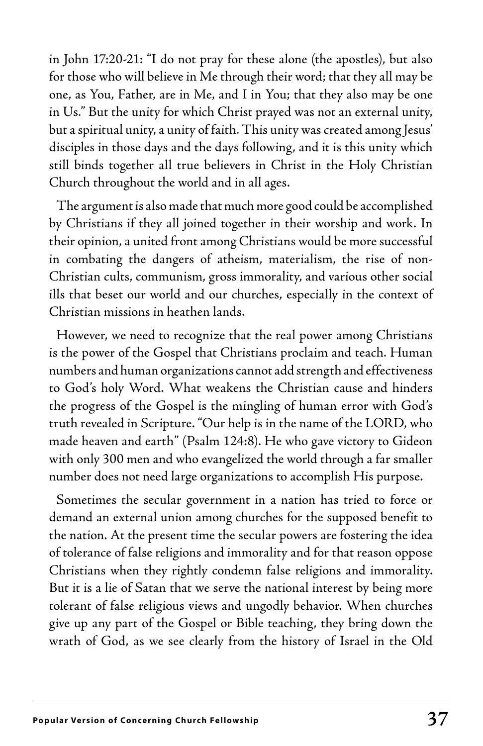in John 17:20-21: "I do not pray for these alone (the apostles), but also for those who will believe in Me through their word; that they all may be one, as You, Father, are in Me, and I in You; that they also may be one in Us." But the unity for which Christ prayed was not an external unity, but a spiritual unity, a unity of faith. This unity was created among Jesus' disciples in those days and the days following, and it is this unity which still binds together all true believers in Christ in the Holy Christian Church throughout the world and in all ages.

The argument is also made that much more good could be accomplished by Christians if they all joined together in their worship and work. In their opinion, a united front among Christians would be more successful in combating the dangers of atheism, materialism, the rise of non-Christian cults, communism, gross immorality, and various other social ills that beset our world and our churches, especially in the context of Christian missions in heathen lands.

However, we need to recognize that the real power among Christians is the power of the Gospel that Christians proclaim and teach. Human numbers and human organizations cannot add strength and effectiveness to God's holy Word. What weakens the Christian cause and hinders the progress of the Gospel is the mingling of human error with God's truth revealed in Scripture. "Our help is in the name of the LORD, who made heaven and earth" (Psalm 124:8). He who gave victory to Gideon with only 300 men and who evangelized the world through a far smaller number does not need large organizations to accomplish His purpose.

Sometimes the secular government in a nation has tried to force or demand an external union among churches for the supposed benefit to the nation. At the present time the secular powers are fostering the idea of tolerance of false religions and immorality and for that reason oppose Christians when they rightly condemn false religions and immorality. But it is a lie of Satan that we serve the national interest by being more tolerant of false religious views and ungodly behavior. When churches give up any part of the Gospel or Bible teaching, they bring down the wrath of God, as we see clearly from the history of Israel in the Old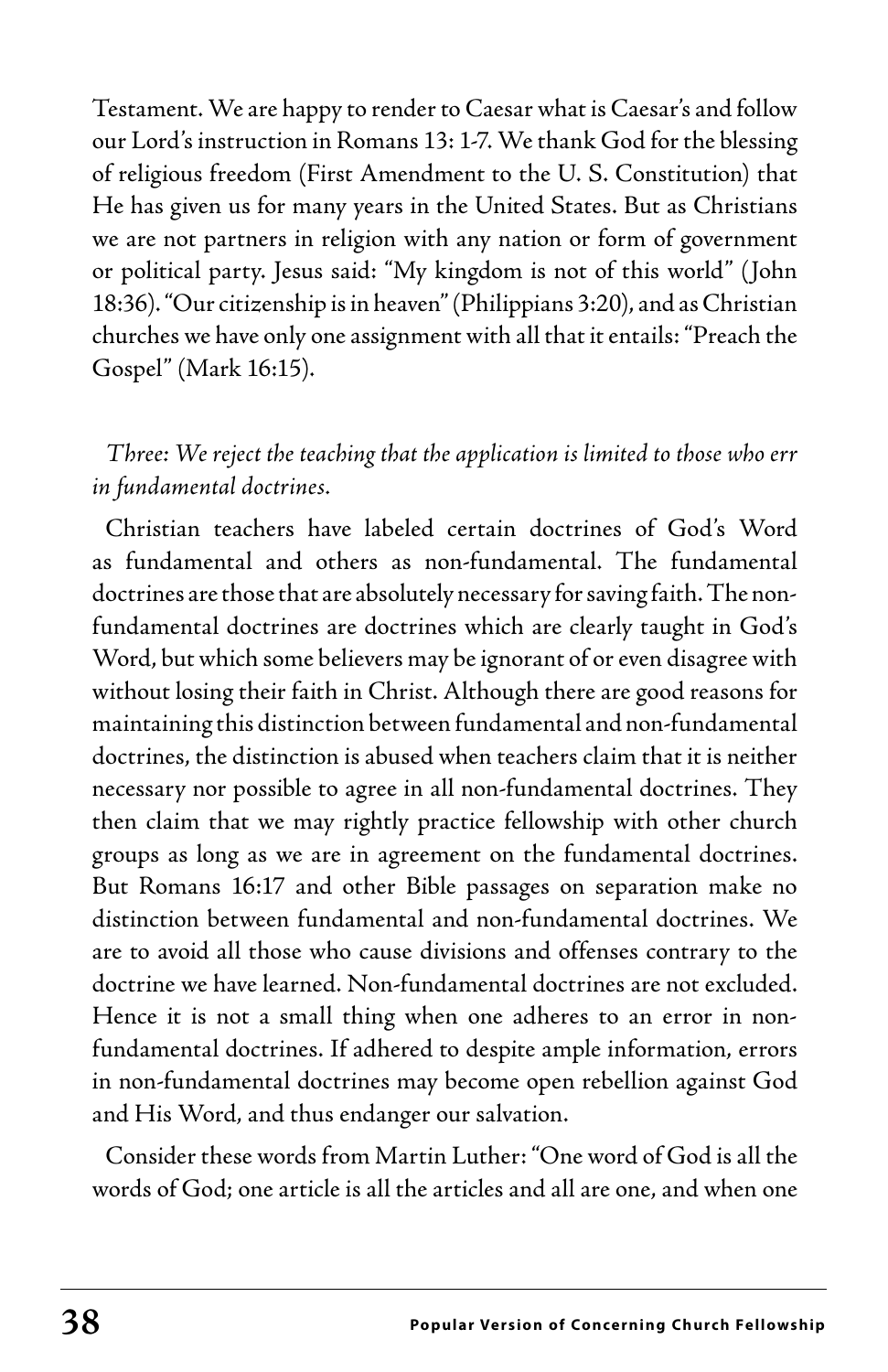Testament. We are happy to render to Caesar what is Caesar's and follow our Lord's instruction in Romans 13: 1-7. We thank God for the blessing of religious freedom (First Amendment to the U. S. Constitution) that He has given us for many years in the United States. But as Christians we are not partners in religion with any nation or form of government or political party. Jesus said: "My kingdom is not of this world" (John 18:36). "Our citizenship is in heaven" (Philippians 3:20), and as Christian churches we have only one assignment with all that it entails: "Preach the Gospel" (Mark 16:15).

*Three: We reject the teaching that the application is limited to those who err in fundamental doctrines.*

Christian teachers have labeled certain doctrines of God's Word as fundamental and others as non-fundamental. The fundamental doctrines are those that are absolutely necessary for saving faith. The non-fundamental doctrines are doctrines which are clearly taught in God's Word, but which some believers may be ignorant of or even disagree with without losing their faith in Christ. Although there are good reasons for maintaining this distinction between fundamental and non-fundamental doctrines, the distinction is abused when teachers claim that it is neither necessary nor possible to agree in all non-fundamental doctrines. They then claim that we may rightly practice fellowship with other church groups as long as we are in agreement on the fundamental doctrines. But Romans 16:17 and other Bible passages on separation make no distinction between fundamental and non-fundamental doctrines. We are to avoid all those who cause divisions and offenses contrary to the doctrine we have learned. Non-fundamental doctrines are not excluded. Hence it is not a small thing when one adheres to an error in non-fundamental doctrines. If adhered to despite ample information, errors in non-fundamental doctrines may become open rebellion against God and His Word, and thus endanger our salvation.

Consider these words from Martin Luther: "One word of God is all the words of God; one article is all the articles and all are one, and when one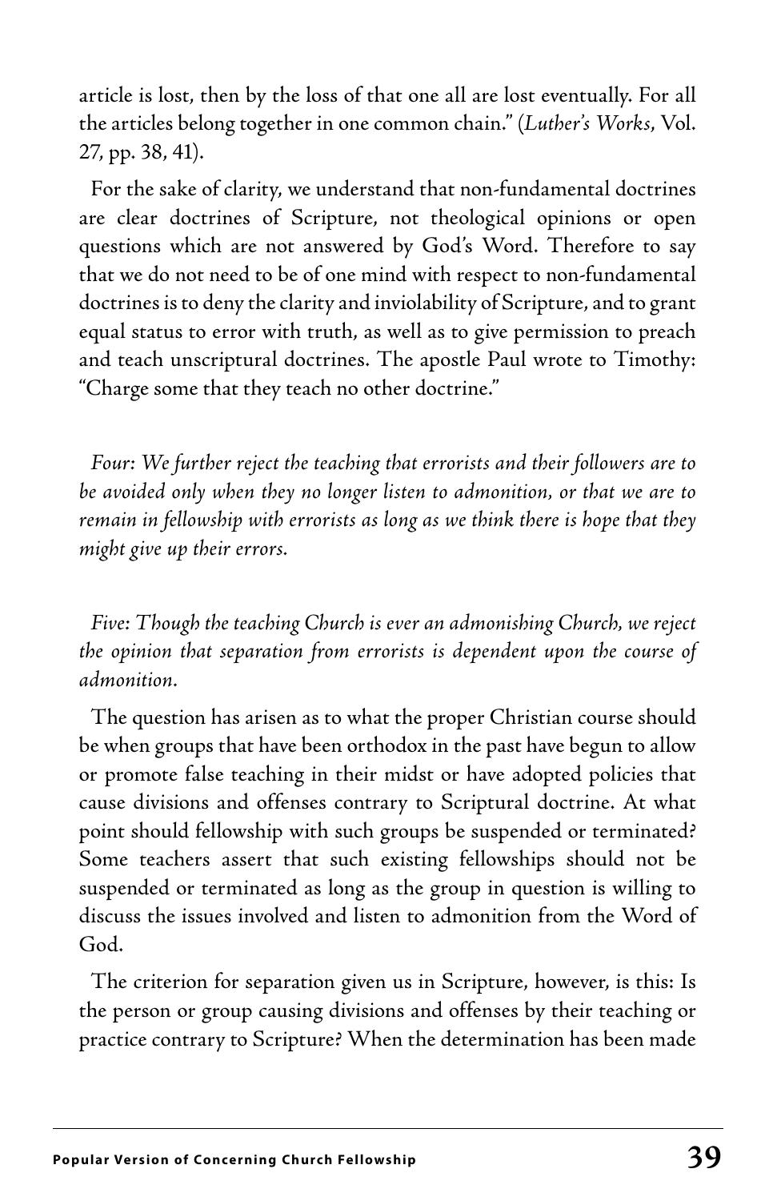article is lost, then by the loss of that one all are lost eventually. For all the articles belong together in one common chain." (*Luther's Works*, Vol. 27, pp. 38, 41).

For the sake of clarity, we understand that non-fundamental doctrines are clear doctrines of Scripture, not theological opinions or open questions which are not answered by God's Word. Therefore to say that we do not need to be of one mind with respect to non-fundamental doctrines is to deny the clarity and inviolability of Scripture, and to grant equal status to error with truth, as well as to give permission to preach and teach unscriptural doctrines. The apostle Paul wrote to Timothy: "Charge some that they teach no other doctrine."

*Four: We further reject the teaching that errorists and their followers are to be avoided only when they no longer listen to admonition, or that we are to remain in fellowship with errorists as long as we think there is hope that they might give up their errors.*

*Five: Though the teaching Church is ever an admonishing Church, we reject the opinion that separation from errorists is dependent upon the course of admonition.*

The question has arisen as to what the proper Christian course should be when groups that have been orthodox in the past have begun to allow or promote false teaching in their midst or have adopted policies that cause divisions and offenses contrary to Scriptural doctrine. At what point should fellowship with such groups be suspended or terminated? Some teachers assert that such existing fellowships should not be suspended or terminated as long as the group in question is willing to discuss the issues involved and listen to admonition from the Word of God.

The criterion for separation given us in Scripture, however, is this: Is the person or group causing divisions and offenses by their teaching or practice contrary to Scripture? When the determination has been made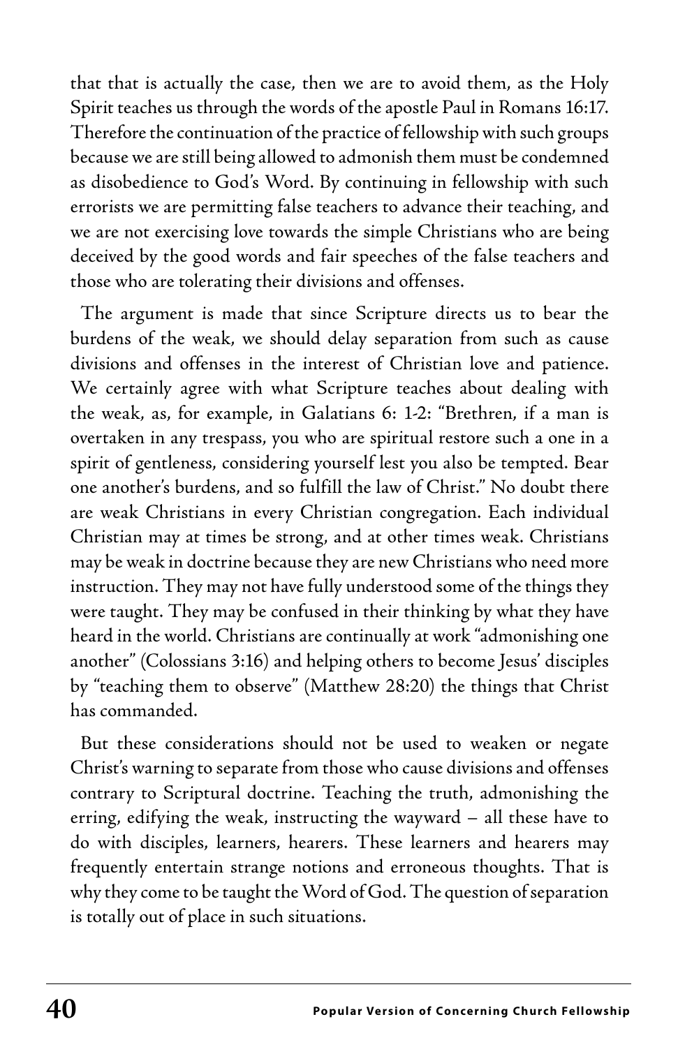that that is actually the case, then we are to avoid them, as the Holy Spirit teaches us through the words of the apostle Paul in Romans 16:17. Therefore the continuation of the practice of fellowship with such groups because we are still being allowed to admonish them must be condemned as disobedience to God's Word. By continuing in fellowship with such errorists we are permitting false teachers to advance their teaching, and we are not exercising love towards the simple Christians who are being deceived by the good words and fair speeches of the false teachers and those who are tolerating their divisions and offenses.

The argument is made that since Scripture directs us to bear the burdens of the weak, we should delay separation from such as cause divisions and offenses in the interest of Christian love and patience. We certainly agree with what Scripture teaches about dealing with the weak, as, for example, in Galatians 6: 1-2: "Brethren, if a man is overtaken in any trespass, you who are spiritual restore such a one in a spirit of gentleness, considering yourself lest you also be tempted. Bear one another's burdens, and so fulfill the law of Christ." No doubt there are weak Christians in every Christian congregation. Each individual Christian may at times be strong, and at other times weak. Christians may be weak in doctrine because they are new Christians who need more instruction. They may not have fully understood some of the things they were taught. They may be confused in their thinking by what they have heard in the world. Christians are continually at work "admonishing one another" (Colossians 3:16) and helping others to become Jesus' disciples by "teaching them to observe" (Matthew 28:20) the things that Christ has commanded.

But these considerations should not be used to weaken or negate Christ's warning to separate from those who cause divisions and offenses contrary to Scriptural doctrine. Teaching the truth, admonishing the erring, edifying the weak, instructing the wayward – all these have to do with disciples, learners, hearers. These learners and hearers may frequently entertain strange notions and erroneous thoughts. That is why they come to be taught the Word of God. The question of separation is totally out of place in such situations.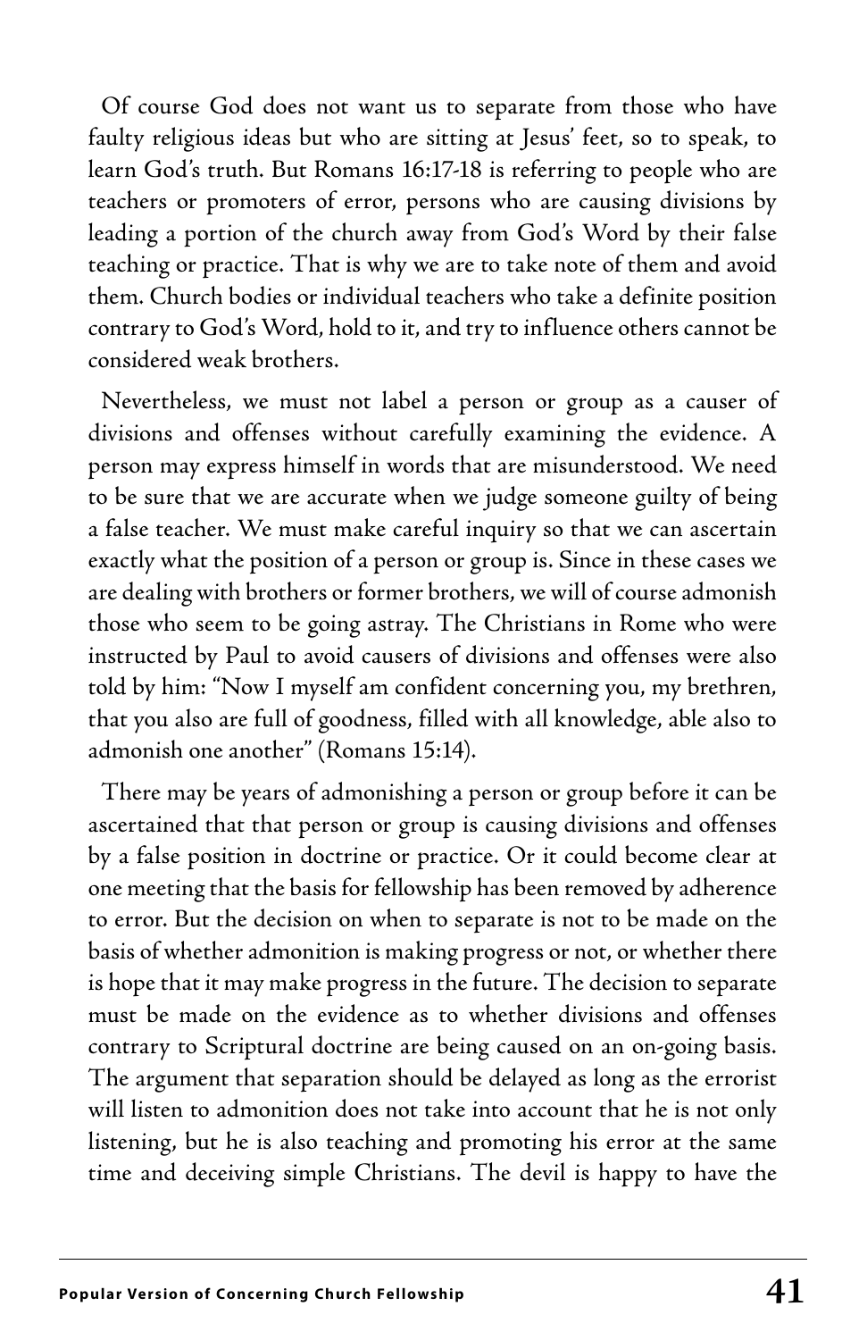Of course God does not want us to separate from those who have faulty religious ideas but who are sitting at Jesus' feet, so to speak, to learn God's truth. But Romans 16:17-18 is referring to people who are teachers or promoters of error, persons who are causing divisions by leading a portion of the church away from God's Word by their false teaching or practice. That is why we are to take note of them and avoid them. Church bodies or individual teachers who take a definite position contrary to God's Word, hold to it, and try to influence others cannot be considered weak brothers.

Nevertheless, we must not label a person or group as a causer of divisions and offenses without carefully examining the evidence. A person may express himself in words that are misunderstood. We need to be sure that we are accurate when we judge someone guilty of being a false teacher. We must make careful inquiry so that we can ascertain exactly what the position of a person or group is. Since in these cases we are dealing with brothers or former brothers, we will of course admonish those who seem to be going astray. The Christians in Rome who were instructed by Paul to avoid causers of divisions and offenses were also told by him: "Now I myself am confident concerning you, my brethren, that you also are full of goodness, filled with all knowledge, able also to admonish one another" (Romans 15:14).

There may be years of admonishing a person or group before it can be ascertained that that person or group is causing divisions and offenses by a false position in doctrine or practice. Or it could become clear at one meeting that the basis for fellowship has been removed by adherence to error. But the decision on when to separate is not to be made on the basis of whether admonition is making progress or not, or whether there is hope that it may make progress in the future. The decision to separate must be made on the evidence as to whether divisions and offenses contrary to Scriptural doctrine are being caused on an on-going basis. The argument that separation should be delayed as long as the errorist will listen to admonition does not take into account that he is not only listening, but he is also teaching and promoting his error at the same time and deceiving simple Christians. The devil is happy to have the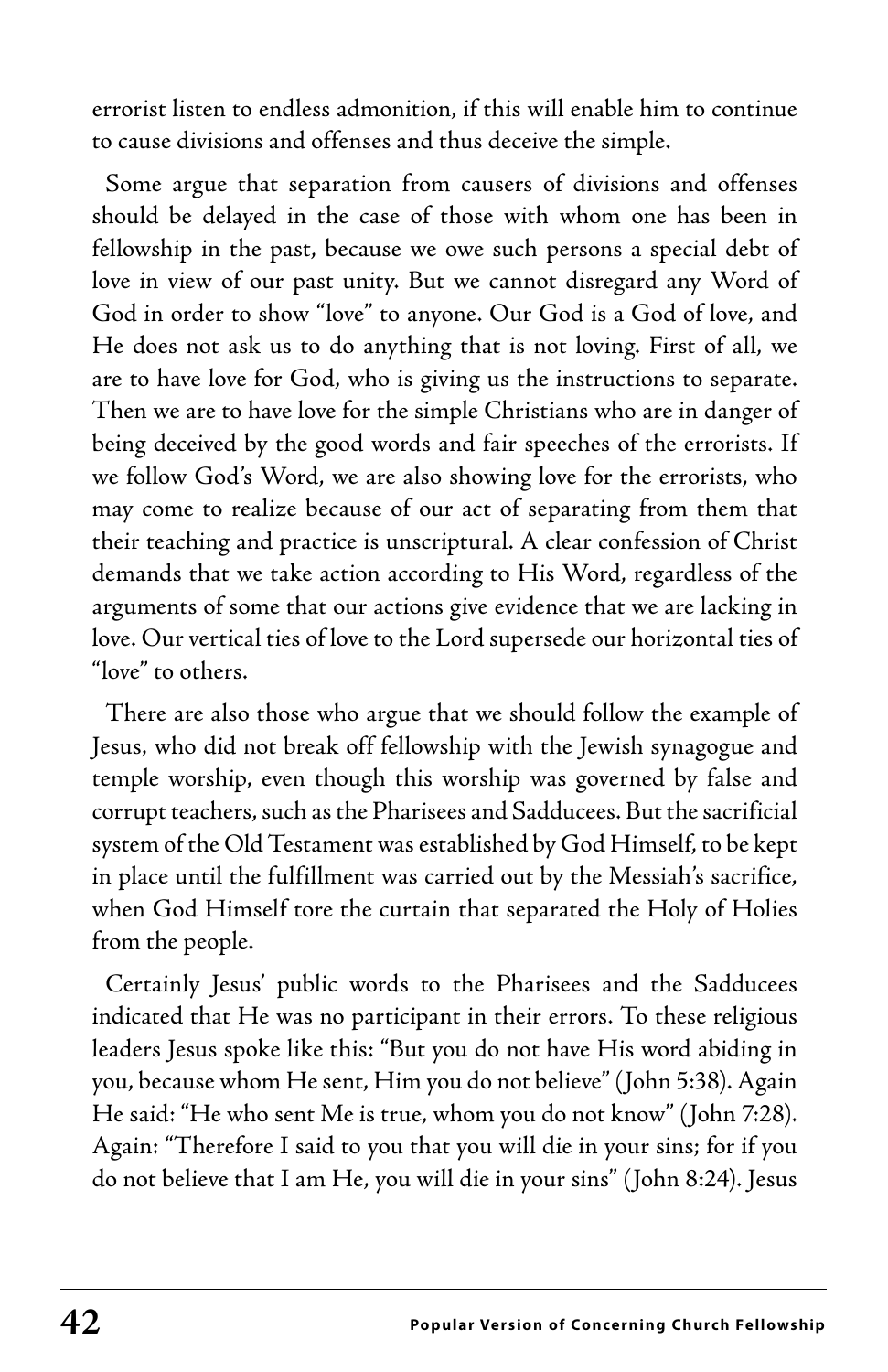errorist listen to endless admonition, if this will enable him to continue to cause divisions and offenses and thus deceive the simple.

Some argue that separation from causers of divisions and offenses should be delayed in the case of those with whom one has been in fellowship in the past, because we owe such persons a special debt of love in view of our past unity. But we cannot disregard any Word of God in order to show "love" to anyone. Our God is a God of love, and He does not ask us to do anything that is not loving. First of all, we are to have love for God, who is giving us the instructions to separate. Then we are to have love for the simple Christians who are in danger of being deceived by the good words and fair speeches of the errorists. If we follow God's Word, we are also showing love for the errorists, who may come to realize because of our act of separating from them that their teaching and practice is unscriptural. A clear confession of Christ demands that we take action according to His Word, regardless of the arguments of some that our actions give evidence that we are lacking in love. Our vertical ties of love to the Lord supersede our horizontal ties of "love" to others.

There are also those who argue that we should follow the example of Jesus, who did not break off fellowship with the Jewish synagogue and temple worship, even though this worship was governed by false and corrupt teachers, such as the Pharisees and Sadducees. But the sacrificial system of the Old Testament was established by God Himself, to be kept in place until the fulfillment was carried out by the Messiah's sacrifice, when God Himself tore the curtain that separated the Holy of Holies from the people.

Certainly Jesus' public words to the Pharisees and the Sadducees indicated that He was no participant in their errors. To these religious leaders Jesus spoke like this: "But you do not have His word abiding in you, because whom He sent, Him you do not believe" (John 5:38). Again He said: "He who sent Me is true, whom you do not know" (John 7:28). Again: "Therefore I said to you that you will die in your sins; for if you do not believe that I am He, you will die in your sins" (John 8:24). Jesus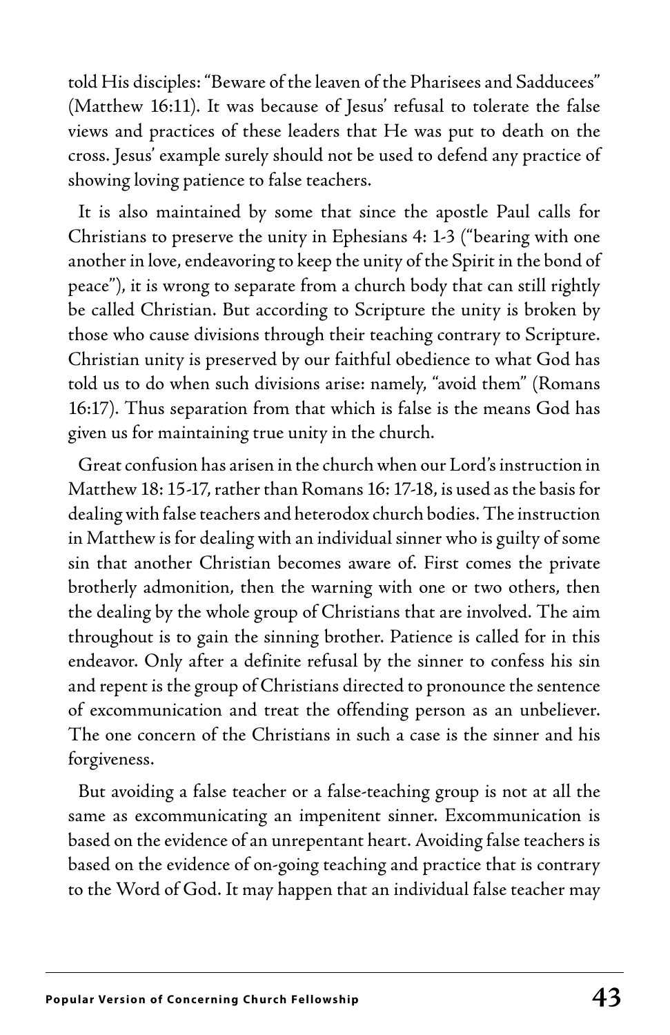told His disciples: "Beware of the leaven of the Pharisees and Sadducees" (Matthew 16:11). It was because of Jesus' refusal to tolerate the false views and practices of these leaders that He was put to death on the cross. Jesus' example surely should not be used to defend any practice of showing loving patience to false teachers.

It is also maintained by some that since the apostle Paul calls for Christians to preserve the unity in Ephesians 4: 1-3 ("bearing with one another in love, endeavoring to keep the unity of the Spirit in the bond of peace"), it is wrong to separate from a church body that can still rightly be called Christian. But according to Scripture the unity is broken by those who cause divisions through their teaching contrary to Scripture. Christian unity is preserved by our faithful obedience to what God has told us to do when such divisions arise: namely, "avoid them" (Romans 16:17). Thus separation from that which is false is the means God has given us for maintaining true unity in the church.

Great confusion has arisen in the church when our Lord's instruction in Matthew 18: 15-17, rather than Romans 16: 17-18, is used as the basis for dealing with false teachers and heterodox church bodies. The instruction in Matthew is for dealing with an individual sinner who is guilty of some sin that another Christian becomes aware of. First comes the private brotherly admonition, then the warning with one or two others, then the dealing by the whole group of Christians that are involved. The aim throughout is to gain the sinning brother. Patience is called for in this endeavor. Only after a definite refusal by the sinner to confess his sin and repent is the group of Christians directed to pronounce the sentence of excommunication and treat the offending person as an unbeliever. The one concern of the Christians in such a case is the sinner and his forgiveness.

But avoiding a false teacher or a false-teaching group is not at all the same as excommunicating an impenitent sinner. Excommunication is based on the evidence of an unrepentant heart. Avoiding false teachers is based on the evidence of on-going teaching and practice that is contrary to the Word of God. It may happen that an individual false teacher may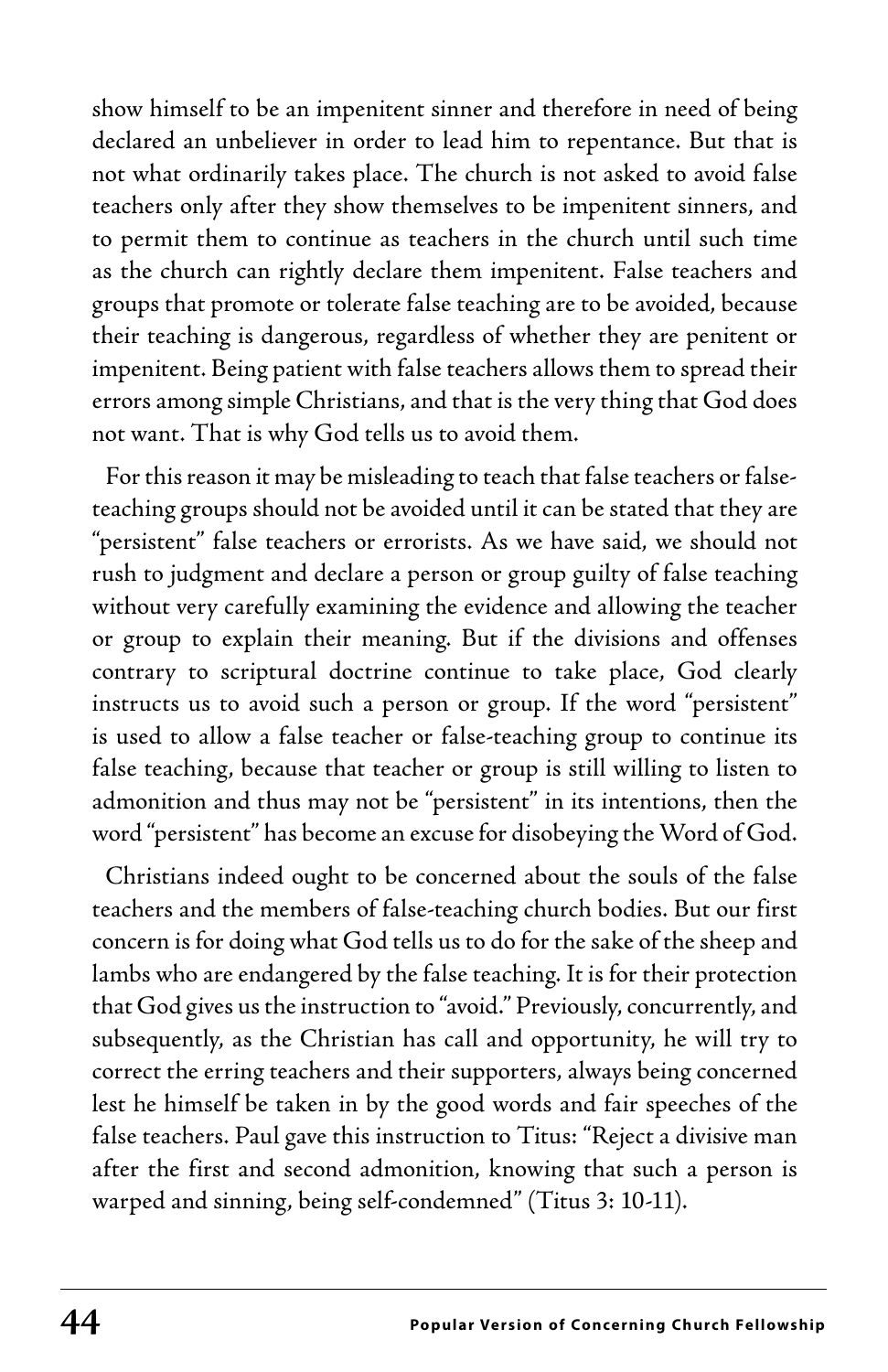show himself to be an impenitent sinner and therefore in need of being declared an unbeliever in order to lead him to repentance. But that is not what ordinarily takes place. The church is not asked to avoid false teachers only after they show themselves to be impenitent sinners, and to permit them to continue as teachers in the church until such time as the church can rightly declare them impenitent. False teachers and groups that promote or tolerate false teaching are to be avoided, because their teaching is dangerous, regardless of whether they are penitent or impenitent. Being patient with false teachers allows them to spread their errors among simple Christians, and that is the very thing that God does not want. That is why God tells us to avoid them.

For this reason it may be misleading to teach that false teachers or false-teaching groups should not be avoided until it can be stated that they are "persistent" false teachers or errorists. As we have said, we should not rush to judgment and declare a person or group guilty of false teaching without very carefully examining the evidence and allowing the teacher or group to explain their meaning. But if the divisions and offenses contrary to scriptural doctrine continue to take place, God clearly instructs us to avoid such a person or group. If the word "persistent" is used to allow a false teacher or false-teaching group to continue its false teaching, because that teacher or group is still willing to listen to admonition and thus may not be "persistent" in its intentions, then the word "persistent" has become an excuse for disobeying the Word of God.

Christians indeed ought to be concerned about the souls of the false teachers and the members of false-teaching church bodies. But our first concern is for doing what God tells us to do for the sake of the sheep and lambs who are endangered by the false teaching. It is for their protection that God gives us the instruction to "avoid." Previously, concurrently, and subsequently, as the Christian has call and opportunity, he will try to correct the erring teachers and their supporters, always being concerned lest he himself be taken in by the good words and fair speeches of the false teachers. Paul gave this instruction to Titus: "Reject a divisive man after the first and second admonition, knowing that such a person is warped and sinning, being self-condemned" (Titus 3: 10-11).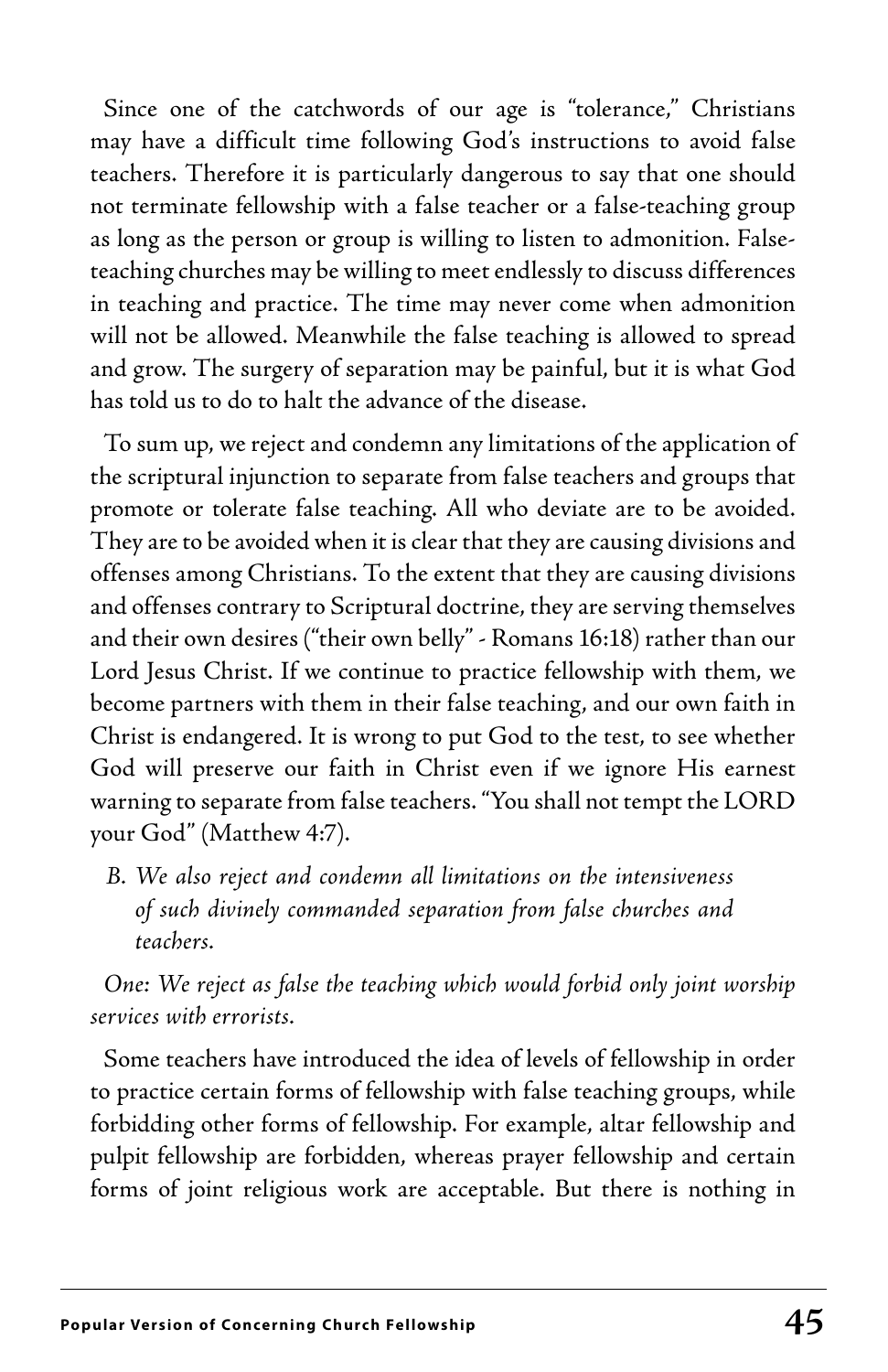Since one of the catchwords of our age is "tolerance," Christians may have a difficult time following God's instructions to avoid false teachers. Therefore it is particularly dangerous to say that one should not terminate fellowship with a false teacher or a false-teaching group as long as the person or group is willing to listen to admonition. False-teaching churches may be willing to meet endlessly to discuss differences in teaching and practice. The time may never come when admonition will not be allowed. Meanwhile the false teaching is allowed to spread and grow. The surgery of separation may be painful, but it is what God has told us to do to halt the advance of the disease.

To sum up, we reject and condemn any limitations of the application of the scriptural injunction to separate from false teachers and groups that promote or tolerate false teaching. All who deviate are to be avoided. They are to be avoided when it is clear that they are causing divisions and offenses among Christians. To the extent that they are causing divisions and offenses contrary to Scriptural doctrine, they are serving themselves and their own desires ("their own belly" - Romans 16:18) rather than our Lord Jesus Christ. If we continue to practice fellowship with them, we become partners with them in their false teaching, and our own faith in Christ is endangered. It is wrong to put God to the test, to see whether God will preserve our faith in Christ even if we ignore His earnest warning to separate from false teachers. "You shall not tempt the LORD your God" (Matthew 4:7).

> *B. We also reject and condemn all limitations on the intensiveness of such divinely commanded separation from false churches and teachers.*

*One: We reject as false the teaching which would forbid only joint worship services with errorists.*

Some teachers have introduced the idea of levels of fellowship in order to practice certain forms of fellowship with false teaching groups, while forbidding other forms of fellowship. For example, altar fellowship and pulpit fellowship are forbidden, whereas prayer fellowship and certain forms of joint religious work are acceptable. But there is nothing in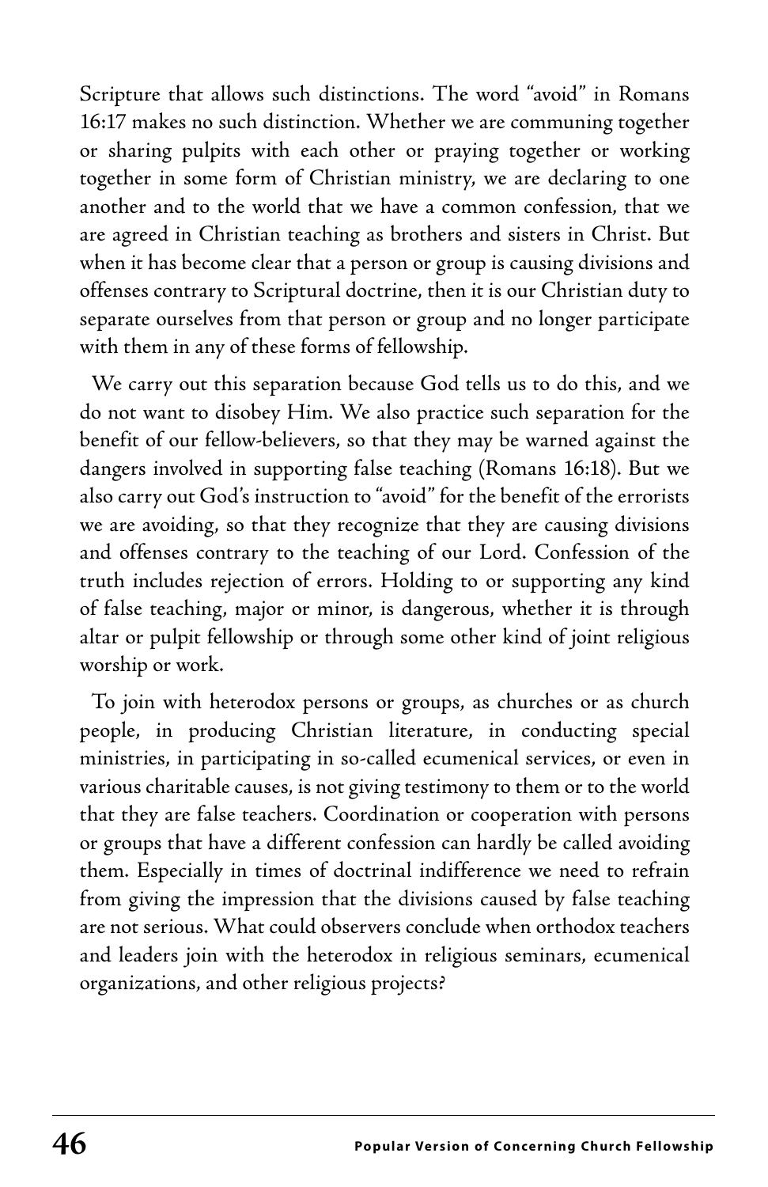Scripture that allows such distinctions. The word "avoid" in Romans 16:17 makes no such distinction. Whether we are communing together or sharing pulpits with each other or praying together or working together in some form of Christian ministry, we are declaring to one another and to the world that we have a common confession, that we are agreed in Christian teaching as brothers and sisters in Christ. But when it has become clear that a person or group is causing divisions and offenses contrary to Scriptural doctrine, then it is our Christian duty to separate ourselves from that person or group and no longer participate with them in any of these forms of fellowship.

We carry out this separation because God tells us to do this, and we do not want to disobey Him. We also practice such separation for the benefit of our fellow-believers, so that they may be warned against the dangers involved in supporting false teaching (Romans 16:18). But we also carry out God's instruction to "avoid" for the benefit of the errorists we are avoiding, so that they recognize that they are causing divisions and offenses contrary to the teaching of our Lord. Confession of the truth includes rejection of errors. Holding to or supporting any kind of false teaching, major or minor, is dangerous, whether it is through altar or pulpit fellowship or through some other kind of joint religious worship or work.

To join with heterodox persons or groups, as churches or as church people, in producing Christian literature, in conducting special ministries, in participating in so-called ecumenical services, or even in various charitable causes, is not giving testimony to them or to the world that they are false teachers. Coordination or cooperation with persons or groups that have a different confession can hardly be called avoiding them. Especially in times of doctrinal indifference we need to refrain from giving the impression that the divisions caused by false teaching are not serious. What could observers conclude when orthodox teachers and leaders join with the heterodox in religious seminars, ecumenical organizations, and other religious projects?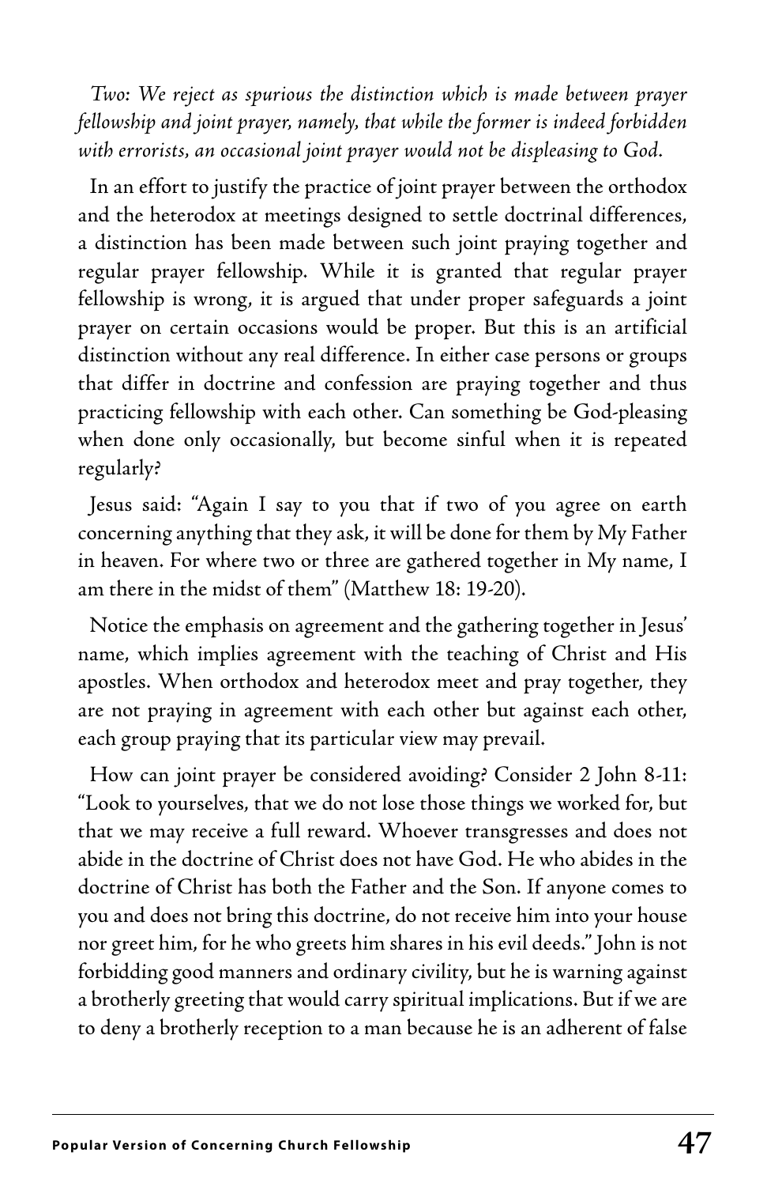*Two: We reject as spurious the distinction which is made between prayer fellowship and joint prayer, namely, that while the former is indeed forbidden with errorists, an occasional joint prayer would not be displeasing to God.*

In an effort to justify the practice of joint prayer between the orthodox and the heterodox at meetings designed to settle doctrinal differences, a distinction has been made between such joint praying together and regular prayer fellowship. While it is granted that regular prayer fellowship is wrong, it is argued that under proper safeguards a joint prayer on certain occasions would be proper. But this is an artificial distinction without any real difference. In either case persons or groups that differ in doctrine and confession are praying together and thus practicing fellowship with each other. Can something be God-pleasing when done only occasionally, but become sinful when it is repeated regularly?

Jesus said: "Again I say to you that if two of you agree on earth concerning anything that they ask, it will be done for them by My Father in heaven. For where two or three are gathered together in My name, I am there in the midst of them" (Matthew 18: 19-20).

Notice the emphasis on agreement and the gathering together in Jesus' name, which implies agreement with the teaching of Christ and His apostles. When orthodox and heterodox meet and pray together, they are not praying in agreement with each other but against each other, each group praying that its particular view may prevail.

How can joint prayer be considered avoiding? Consider 2 John 8-11: "Look to yourselves, that we do not lose those things we worked for, but that we may receive a full reward. Whoever transgresses and does not abide in the doctrine of Christ does not have God. He who abides in the doctrine of Christ has both the Father and the Son. If anyone comes to you and does not bring this doctrine, do not receive him into your house nor greet him, for he who greets him shares in his evil deeds." John is not forbidding good manners and ordinary civility, but he is warning against a brotherly greeting that would carry spiritual implications. But if we are to deny a brotherly reception to a man because he is an adherent of false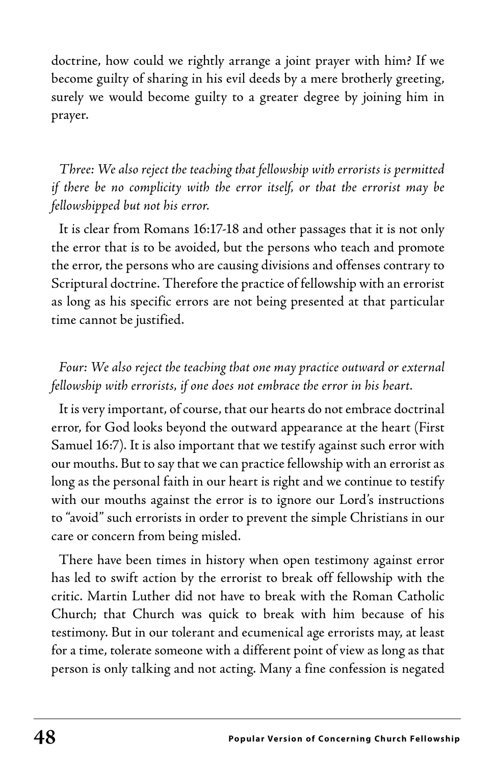doctrine, how could we rightly arrange a joint prayer with him? If we become guilty of sharing in his evil deeds by a mere brotherly greeting, surely we would become guilty to a greater degree by joining him in prayer.

*Three: We also reject the teaching that fellowship with errorists is permitted if there be no complicity with the error itself, or that the errorist may be fellowshipped but not his error.*

It is clear from Romans 16:17-18 and other passages that it is not only the error that is to be avoided, but the persons who teach and promote the error, the persons who are causing divisions and offenses contrary to Scriptural doctrine. Therefore the practice of fellowship with an errorist as long as his specific errors are not being presented at that particular time cannot be justified.

*Four: We also reject the teaching that one may practice outward or external fellowship with errorists, if one does not embrace the error in his heart.*

It is very important, of course, that our hearts do not embrace doctrinal error, for God looks beyond the outward appearance at the heart (First Samuel 16:7). It is also important that we testify against such error with our mouths. But to say that we can practice fellowship with an errorist as long as the personal faith in our heart is right and we continue to testify with our mouths against the error is to ignore our Lord's instructions to "avoid" such errorists in order to prevent the simple Christians in our care or concern from being misled.

There have been times in history when open testimony against error has led to swift action by the errorist to break off fellowship with the critic. Martin Luther did not have to break with the Roman Catholic Church; that Church was quick to break with him because of his testimony. But in our tolerant and ecumenical age errorists may, at least for a time, tolerate someone with a different point of view as long as that person is only talking and not acting. Many a fine confession is negated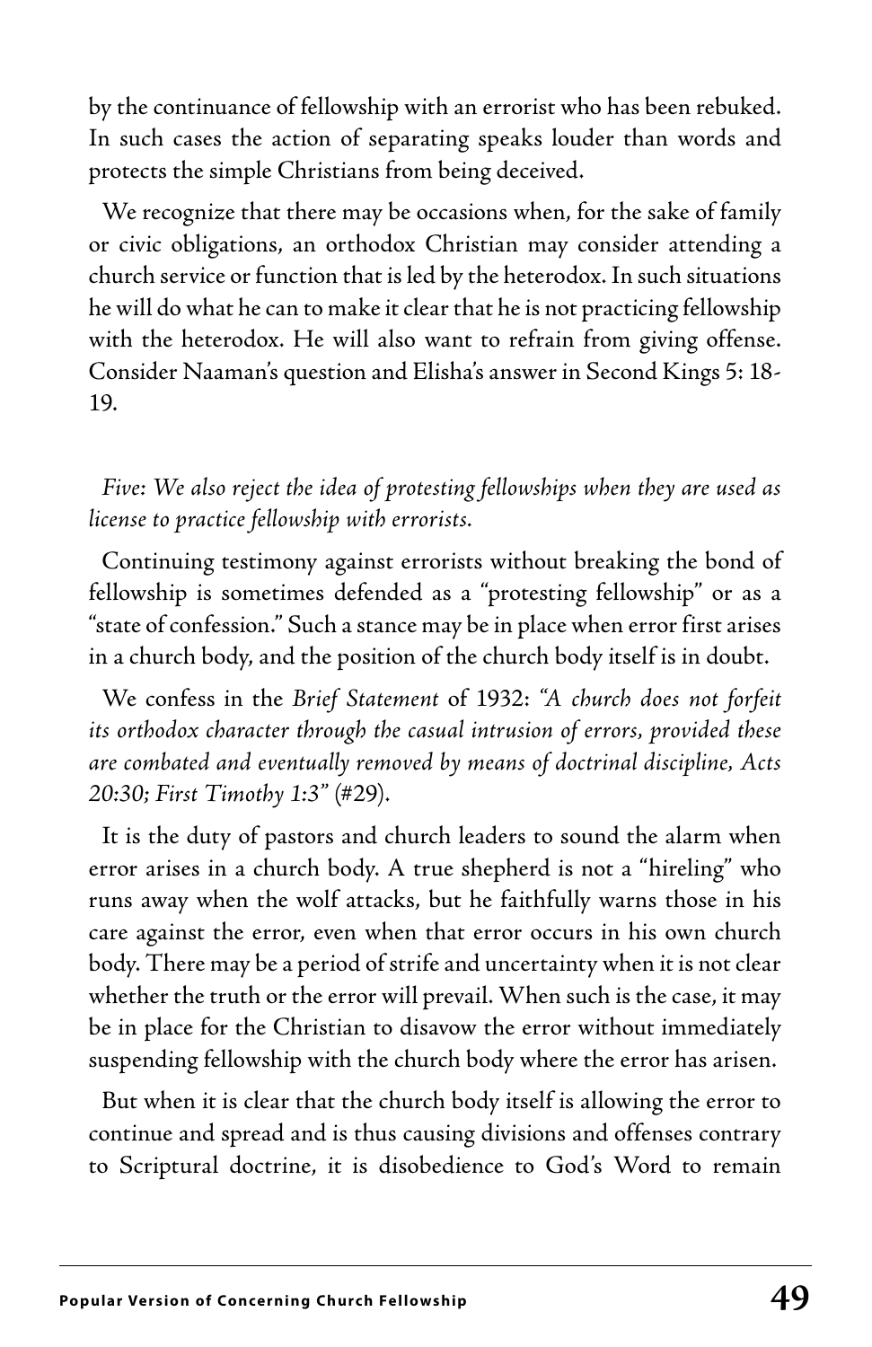by the continuance of fellowship with an errorist who has been rebuked. In such cases the action of separating speaks louder than words and protects the simple Christians from being deceived.

We recognize that there may be occasions when, for the sake of family or civic obligations, an orthodox Christian may consider attending a church service or function that is led by the heterodox. In such situations he will do what he can to make it clear that he is not practicing fellowship with the heterodox. He will also want to refrain from giving offense. Consider Naaman's question and Elisha's answer in Second Kings 5: 18-19.

*Five: We also reject the idea of protesting fellowships when they are used as license to practice fellowship with errorists.*

Continuing testimony against errorists without breaking the bond of fellowship is sometimes defended as a "protesting fellowship" or as a "state of confession." Such a stance may be in place when error first arises in a church body, and the position of the church body itself is in doubt.

We confess in the *Brief Statement* of 1932: *"A church does not forfeit its orthodox character through the casual intrusion of errors, provided these are combated and eventually removed by means of doctrinal discipline, Acts 20:30; First Timothy 1:3"* (#29).

It is the duty of pastors and church leaders to sound the alarm when error arises in a church body. A true shepherd is not a "hireling" who runs away when the wolf attacks, but he faithfully warns those in his care against the error, even when that error occurs in his own church body. There may be a period of strife and uncertainty when it is not clear whether the truth or the error will prevail. When such is the case, it may be in place for the Christian to disavow the error without immediately suspending fellowship with the church body where the error has arisen.

But when it is clear that the church body itself is allowing the error to continue and spread and is thus causing divisions and offenses contrary to Scriptural doctrine, it is disobedience to God's Word to remain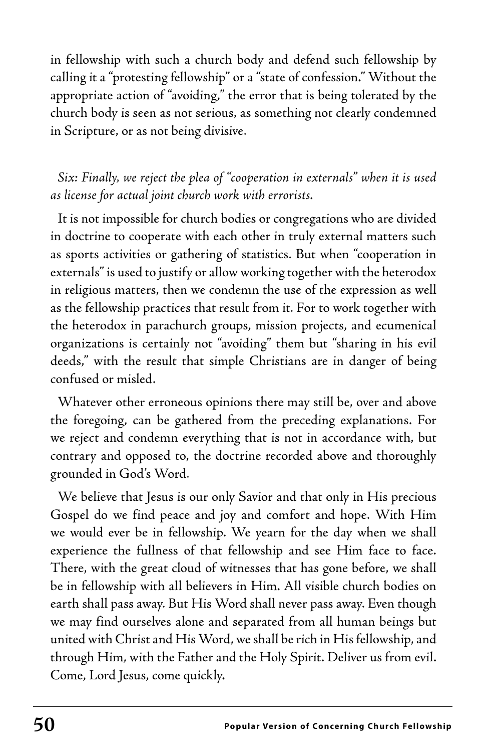in fellowship with such a church body and defend such fellowship by calling it a "protesting fellowship" or a "state of confession." Without the appropriate action of "avoiding," the error that is being tolerated by the church body is seen as not serious, as something not clearly condemned in Scripture, or as not being divisive.

*Six: Finally, we reject the plea of "cooperation in externals" when it is used as license for actual joint church work with errorists.*

It is not impossible for church bodies or congregations who are divided in doctrine to cooperate with each other in truly external matters such as sports activities or gathering of statistics. But when "cooperation in externals" is used to justify or allow working together with the heterodox in religious matters, then we condemn the use of the expression as well as the fellowship practices that result from it. For to work together with the heterodox in parachurch groups, mission projects, and ecumenical organizations is certainly not "avoiding" them but "sharing in his evil deeds," with the result that simple Christians are in danger of being confused or misled.

Whatever other erroneous opinions there may still be, over and above the foregoing, can be gathered from the preceding explanations. For we reject and condemn everything that is not in accordance with, but contrary and opposed to, the doctrine recorded above and thoroughly grounded in God's Word.

We believe that Jesus is our only Savior and that only in His precious Gospel do we find peace and joy and comfort and hope. With Him we would ever be in fellowship. We yearn for the day when we shall experience the fullness of that fellowship and see Him face to face. There, with the great cloud of witnesses that has gone before, we shall be in fellowship with all believers in Him. All visible church bodies on earth shall pass away. But His Word shall never pass away. Even though we may find ourselves alone and separated from all human beings but united with Christ and His Word, we shall be rich in His fellowship, and through Him, with the Father and the Holy Spirit. Deliver us from evil. Come, Lord Jesus, come quickly.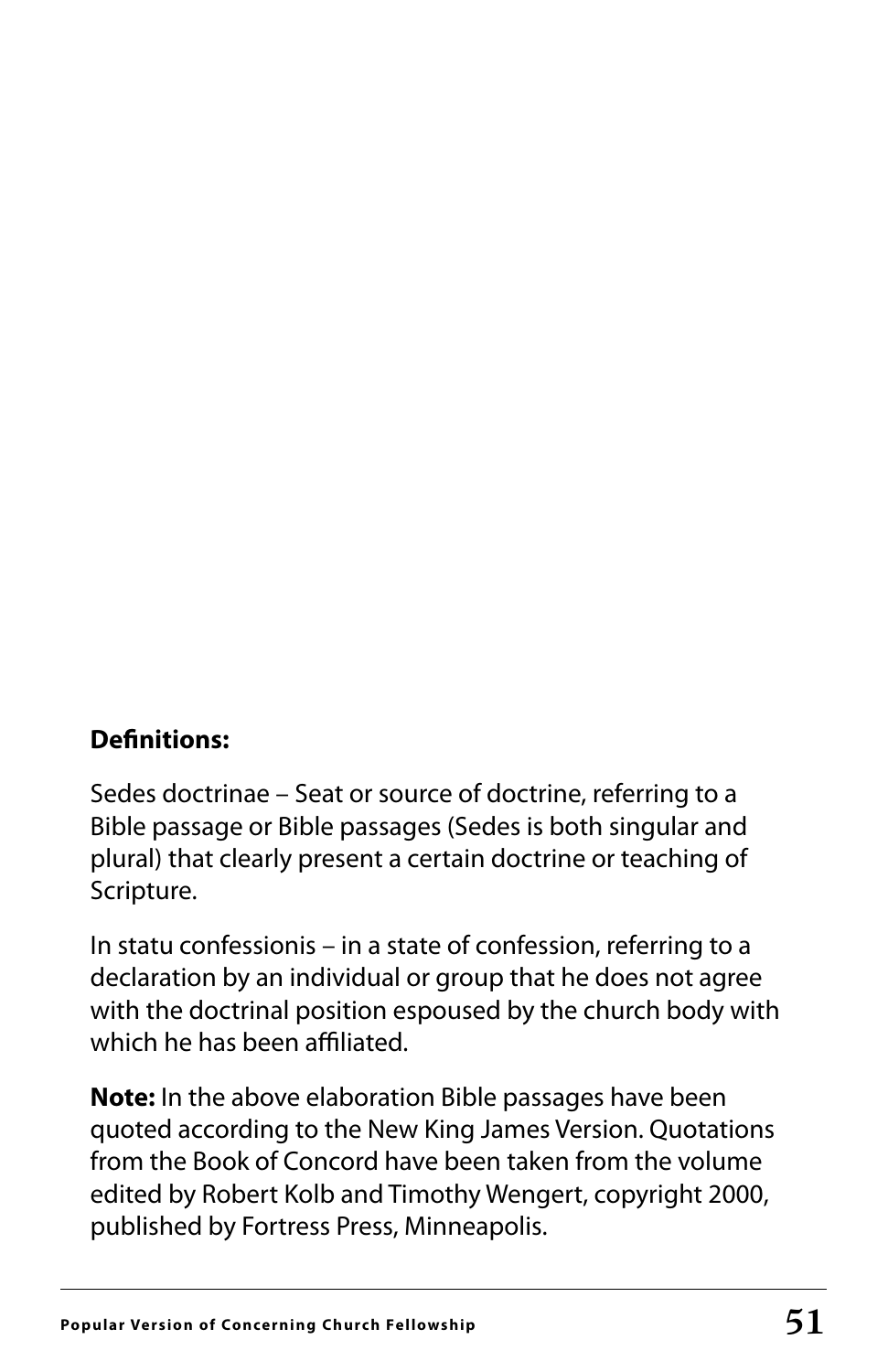**Definitions:**

Sedes doctrinae – Seat or source of doctrine, referring to a Bible passage or Bible passages (Sedes is both singular and plural) that clearly present a certain doctrine or teaching of Scripture.

In statu confessionis – in a state of confession, referring to a declaration by an individual or group that he does not agree with the doctrinal position espoused by the church body with which he has been affiliated.

**Note:** In the above elaboration Bible passages have been quoted according to the New King James Version. Quotations from the Book of Concord have been taken from the volume edited by Robert Kolb and Timothy Wengert, copyright 2000, published by Fortress Press, Minneapolis.